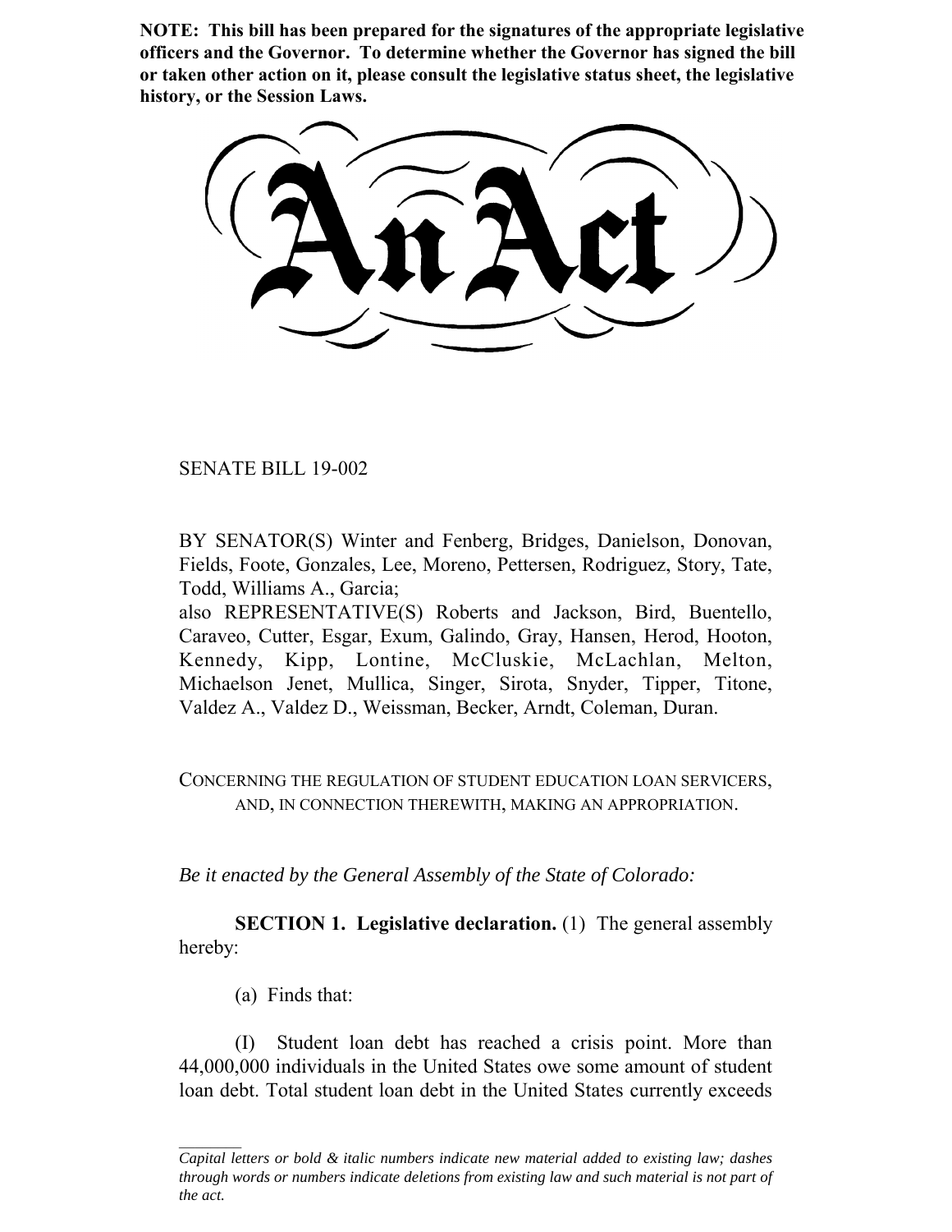**NOTE: This bill has been prepared for the signatures of the appropriate legislative officers and the Governor. To determine whether the Governor has signed the bill or taken other action on it, please consult the legislative status sheet, the legislative history, or the Session Laws.**

# An Act

SENATE BILL 19-002

BY SENATOR(S) Winter and Fenberg, Bridges, Danielson, Donovan, Fields, Foote, Gonzales, Lee, Moreno, Pettersen, Rodriguez, Story, Tate, Todd, Williams A., Garcia;
also REPRESENTATIVE(S) Roberts and Jackson, Bird, Buentello, Caraveo, Cutter, Esgar, Exum, Galindo, Gray, Hansen, Herod, Hooton, Kennedy, Kipp, Lontine, McCluskie, McLachlan, Melton, Michaelson Jenet, Mullica, Singer, Sirota, Snyder, Tipper, Titone, Valdez A., Valdez D., Weissman, Becker, Arndt, Coleman, Duran.

CONCERNING THE REGULATION OF STUDENT EDUCATION LOAN SERVICERS, AND, IN CONNECTION THEREWITH, MAKING AN APPROPRIATION.

*Be it enacted by the General Assembly of the State of Colorado:*

**SECTION 1. Legislative declaration.** (1) The general assembly hereby:

(a) Finds that:

(I) Student loan debt has reached a crisis point. More than 44,000,000 individuals in the United States owe some amount of student loan debt. Total student loan debt in the United States currently exceeds

*Capital letters or bold & italic numbers indicate new material added to existing law; dashes through words or numbers indicate deletions from existing law and such material is not part of the act.*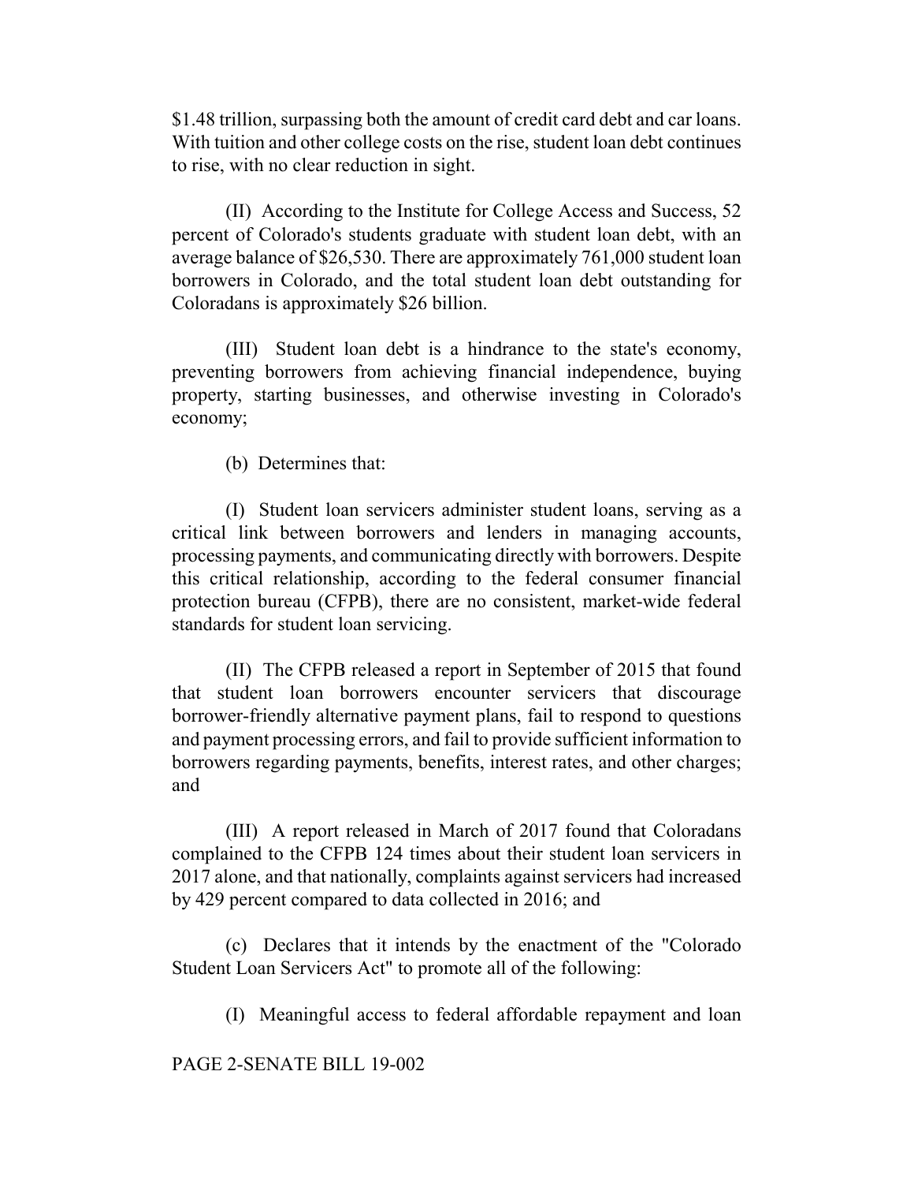$1.48 trillion, surpassing both the amount of credit card debt and car loans. With tuition and other college costs on the rise, student loan debt continues to rise, with no clear reduction in sight.

(II) According to the Institute for College Access and Success, 52 percent of Colorado's students graduate with student loan debt, with an average balance of $26,530. There are approximately 761,000 student loan borrowers in Colorado, and the total student loan debt outstanding for Coloradans is approximately $26 billion.

(III) Student loan debt is a hindrance to the state's economy, preventing borrowers from achieving financial independence, buying property, starting businesses, and otherwise investing in Colorado's economy;

(b) Determines that:

(I) Student loan servicers administer student loans, serving as a critical link between borrowers and lenders in managing accounts, processing payments, and communicating directly with borrowers. Despite this critical relationship, according to the federal consumer financial protection bureau (CFPB), there are no consistent, market-wide federal standards for student loan servicing.

(II) The CFPB released a report in September of 2015 that found that student loan borrowers encounter servicers that discourage borrower-friendly alternative payment plans, fail to respond to questions and payment processing errors, and fail to provide sufficient information to borrowers regarding payments, benefits, interest rates, and other charges; and

(III) A report released in March of 2017 found that Coloradans complained to the CFPB 124 times about their student loan servicers in 2017 alone, and that nationally, complaints against servicers had increased by 429 percent compared to data collected in 2016; and

(c) Declares that it intends by the enactment of the "Colorado Student Loan Servicers Act" to promote all of the following:

(I) Meaningful access to federal affordable repayment and loan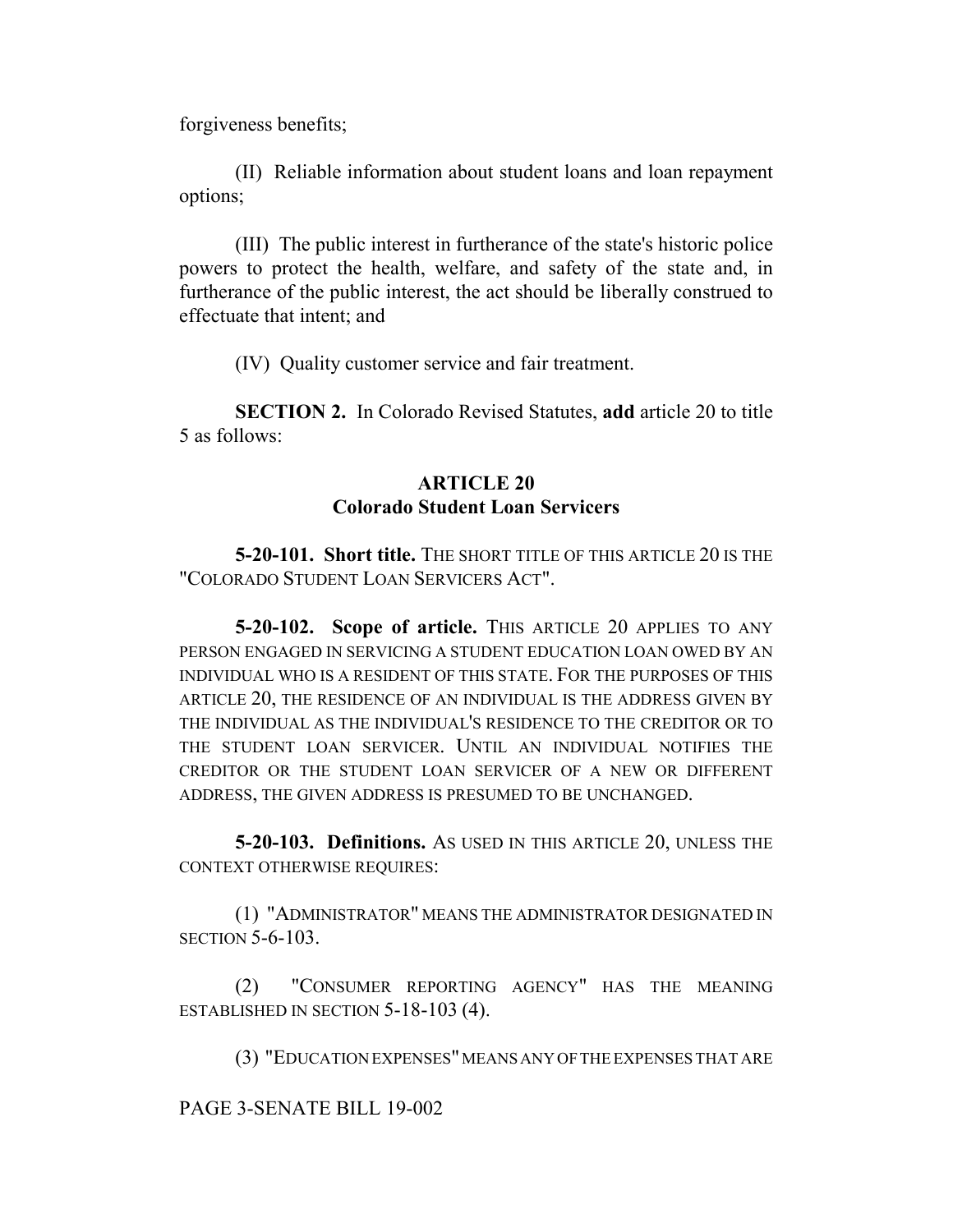forgiveness benefits;

(II) Reliable information about student loans and loan repayment options;

(III) The public interest in furtherance of the state's historic police powers to protect the health, welfare, and safety of the state and, in furtherance of the public interest, the act should be liberally construed to effectuate that intent; and

(IV) Quality customer service and fair treatment.

**SECTION 2.** In Colorado Revised Statutes, **add** article 20 to title 5 as follows:

## ARTICLE 20
## Colorado Student Loan Servicers

**5-20-101. Short title.** THE SHORT TITLE OF THIS ARTICLE 20 IS THE "COLORADO STUDENT LOAN SERVICERS ACT".

**5-20-102. Scope of article.** THIS ARTICLE 20 APPLIES TO ANY PERSON ENGAGED IN SERVICING A STUDENT EDUCATION LOAN OWED BY AN INDIVIDUAL WHO IS A RESIDENT OF THIS STATE. FOR THE PURPOSES OF THIS ARTICLE 20, THE RESIDENCE OF AN INDIVIDUAL IS THE ADDRESS GIVEN BY THE INDIVIDUAL AS THE INDIVIDUAL'S RESIDENCE TO THE CREDITOR OR TO THE STUDENT LOAN SERVICER. UNTIL AN INDIVIDUAL NOTIFIES THE CREDITOR OR THE STUDENT LOAN SERVICER OF A NEW OR DIFFERENT ADDRESS, THE GIVEN ADDRESS IS PRESUMED TO BE UNCHANGED.

**5-20-103. Definitions.** AS USED IN THIS ARTICLE 20, UNLESS THE CONTEXT OTHERWISE REQUIRES:

(1) "ADMINISTRATOR" MEANS THE ADMINISTRATOR DESIGNATED IN SECTION 5-6-103.

(2) "CONSUMER REPORTING AGENCY" HAS THE MEANING ESTABLISHED IN SECTION 5-18-103 (4).

(3) "EDUCATION EXPENSES" MEANS ANY OF THE EXPENSES THAT ARE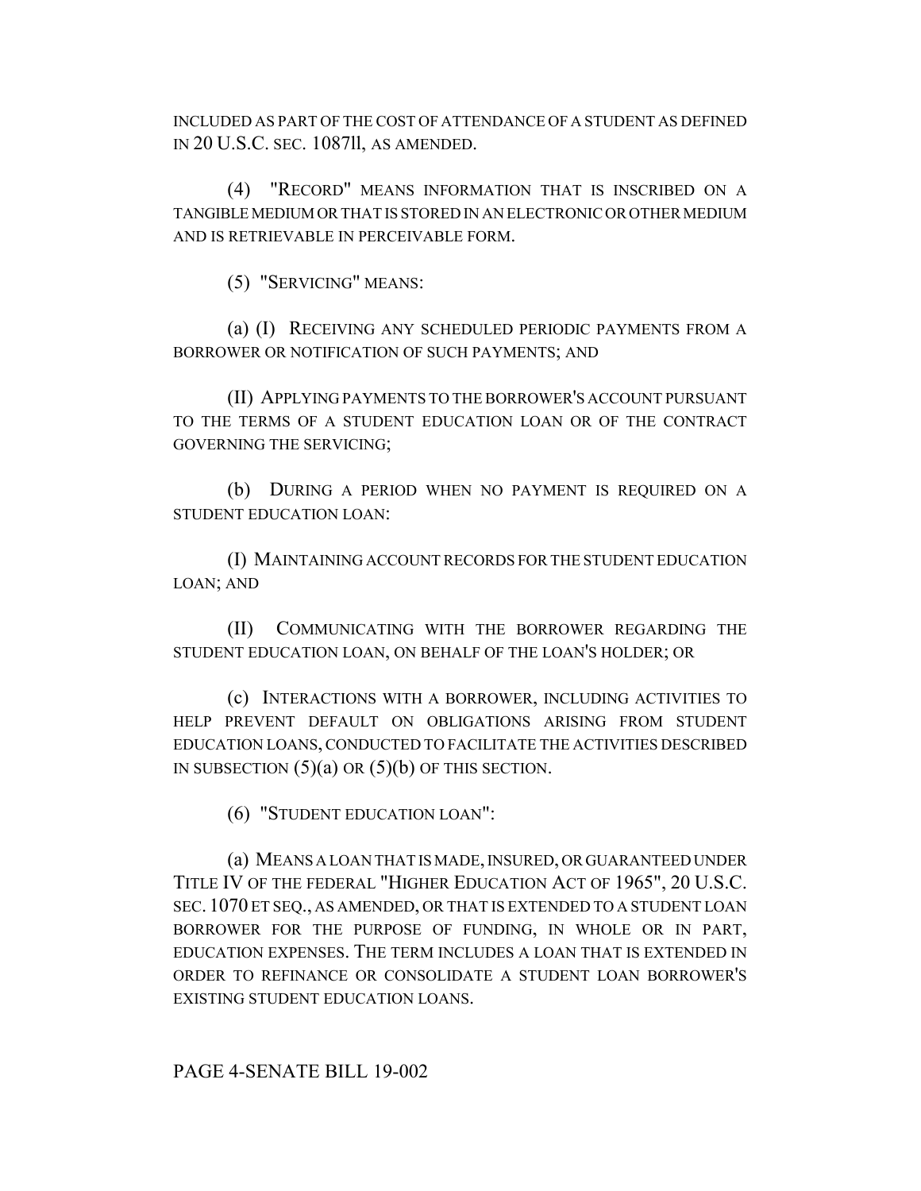INCLUDED AS PART OF THE COST OF ATTENDANCE OF A STUDENT AS DEFINED IN 20 U.S.C. SEC. 1087ll, AS AMENDED.

(4) "RECORD" MEANS INFORMATION THAT IS INSCRIBED ON A TANGIBLE MEDIUM OR THAT IS STORED IN AN ELECTRONIC OR OTHER MEDIUM AND IS RETRIEVABLE IN PERCEIVABLE FORM.

(5) "SERVICING" MEANS:

(a) (I) RECEIVING ANY SCHEDULED PERIODIC PAYMENTS FROM A BORROWER OR NOTIFICATION OF SUCH PAYMENTS; AND

(II) APPLYING PAYMENTS TO THE BORROWER'S ACCOUNT PURSUANT TO THE TERMS OF A STUDENT EDUCATION LOAN OR OF THE CONTRACT GOVERNING THE SERVICING;

(b) DURING A PERIOD WHEN NO PAYMENT IS REQUIRED ON A STUDENT EDUCATION LOAN:

(I) MAINTAINING ACCOUNT RECORDS FOR THE STUDENT EDUCATION LOAN; AND

(II) COMMUNICATING WITH THE BORROWER REGARDING THE STUDENT EDUCATION LOAN, ON BEHALF OF THE LOAN'S HOLDER; OR

(c) INTERACTIONS WITH A BORROWER, INCLUDING ACTIVITIES TO HELP PREVENT DEFAULT ON OBLIGATIONS ARISING FROM STUDENT EDUCATION LOANS, CONDUCTED TO FACILITATE THE ACTIVITIES DESCRIBED IN SUBSECTION (5)(a) OR (5)(b) OF THIS SECTION.

(6) "STUDENT EDUCATION LOAN":

(a) MEANS A LOAN THAT IS MADE, INSURED, OR GUARANTEED UNDER TITLE IV OF THE FEDERAL "HIGHER EDUCATION ACT OF 1965", 20 U.S.C. SEC. 1070 ET SEQ., AS AMENDED, OR THAT IS EXTENDED TO A STUDENT LOAN BORROWER FOR THE PURPOSE OF FUNDING, IN WHOLE OR IN PART, EDUCATION EXPENSES. THE TERM INCLUDES A LOAN THAT IS EXTENDED IN ORDER TO REFINANCE OR CONSOLIDATE A STUDENT LOAN BORROWER'S EXISTING STUDENT EDUCATION LOANS.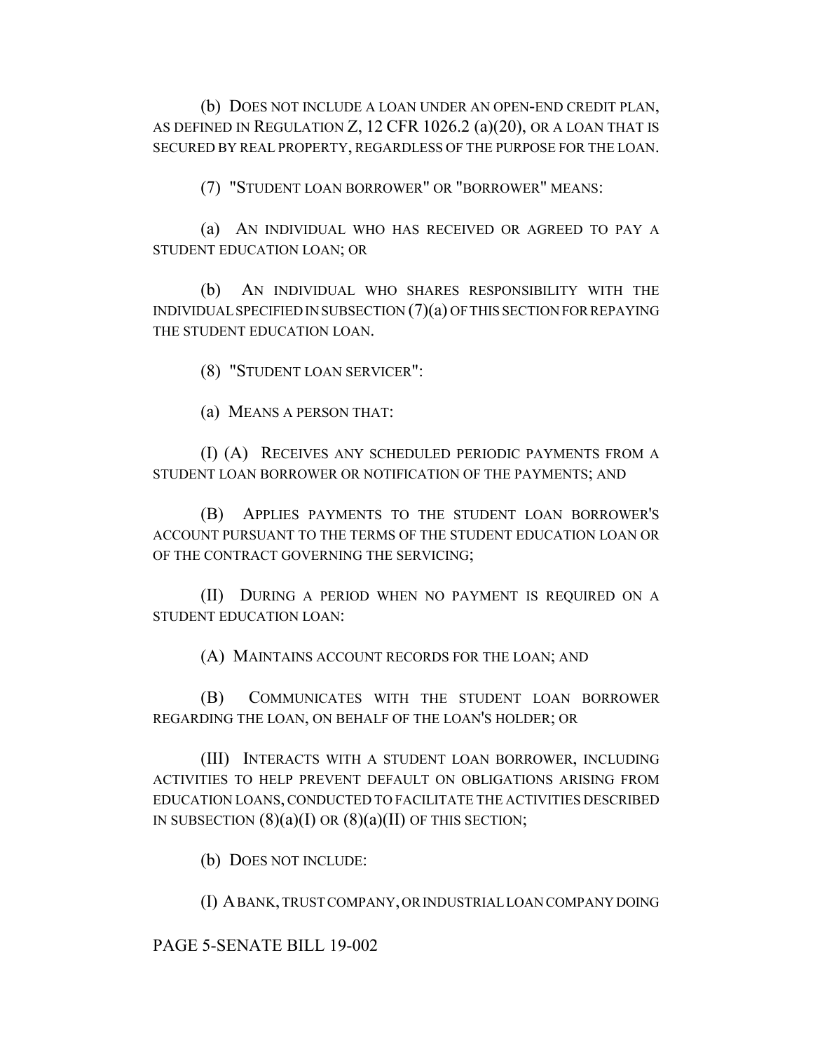(b) DOES NOT INCLUDE A LOAN UNDER AN OPEN-END CREDIT PLAN, AS DEFINED IN REGULATION Z, 12 CFR 1026.2 (a)(20), OR A LOAN THAT IS SECURED BY REAL PROPERTY, REGARDLESS OF THE PURPOSE FOR THE LOAN.

(7) "STUDENT LOAN BORROWER" OR "BORROWER" MEANS:

(a) AN INDIVIDUAL WHO HAS RECEIVED OR AGREED TO PAY A STUDENT EDUCATION LOAN; OR

(b) AN INDIVIDUAL WHO SHARES RESPONSIBILITY WITH THE INDIVIDUAL SPECIFIED IN SUBSECTION (7)(a) OF THIS SECTION FOR REPAYING THE STUDENT EDUCATION LOAN.

(8) "STUDENT LOAN SERVICER":

(a) MEANS A PERSON THAT:

(I) (A) RECEIVES ANY SCHEDULED PERIODIC PAYMENTS FROM A STUDENT LOAN BORROWER OR NOTIFICATION OF THE PAYMENTS; AND

(B) APPLIES PAYMENTS TO THE STUDENT LOAN BORROWER'S ACCOUNT PURSUANT TO THE TERMS OF THE STUDENT EDUCATION LOAN OR OF THE CONTRACT GOVERNING THE SERVICING;

(II) DURING A PERIOD WHEN NO PAYMENT IS REQUIRED ON A STUDENT EDUCATION LOAN:

(A) MAINTAINS ACCOUNT RECORDS FOR THE LOAN; AND

(B) COMMUNICATES WITH THE STUDENT LOAN BORROWER REGARDING THE LOAN, ON BEHALF OF THE LOAN'S HOLDER; OR

(III) INTERACTS WITH A STUDENT LOAN BORROWER, INCLUDING ACTIVITIES TO HELP PREVENT DEFAULT ON OBLIGATIONS ARISING FROM EDUCATION LOANS, CONDUCTED TO FACILITATE THE ACTIVITIES DESCRIBED IN SUBSECTION (8)(a)(I) OR (8)(a)(II) OF THIS SECTION;

(b) DOES NOT INCLUDE:

(I) A BANK, TRUST COMPANY, OR INDUSTRIAL LOAN COMPANY DOING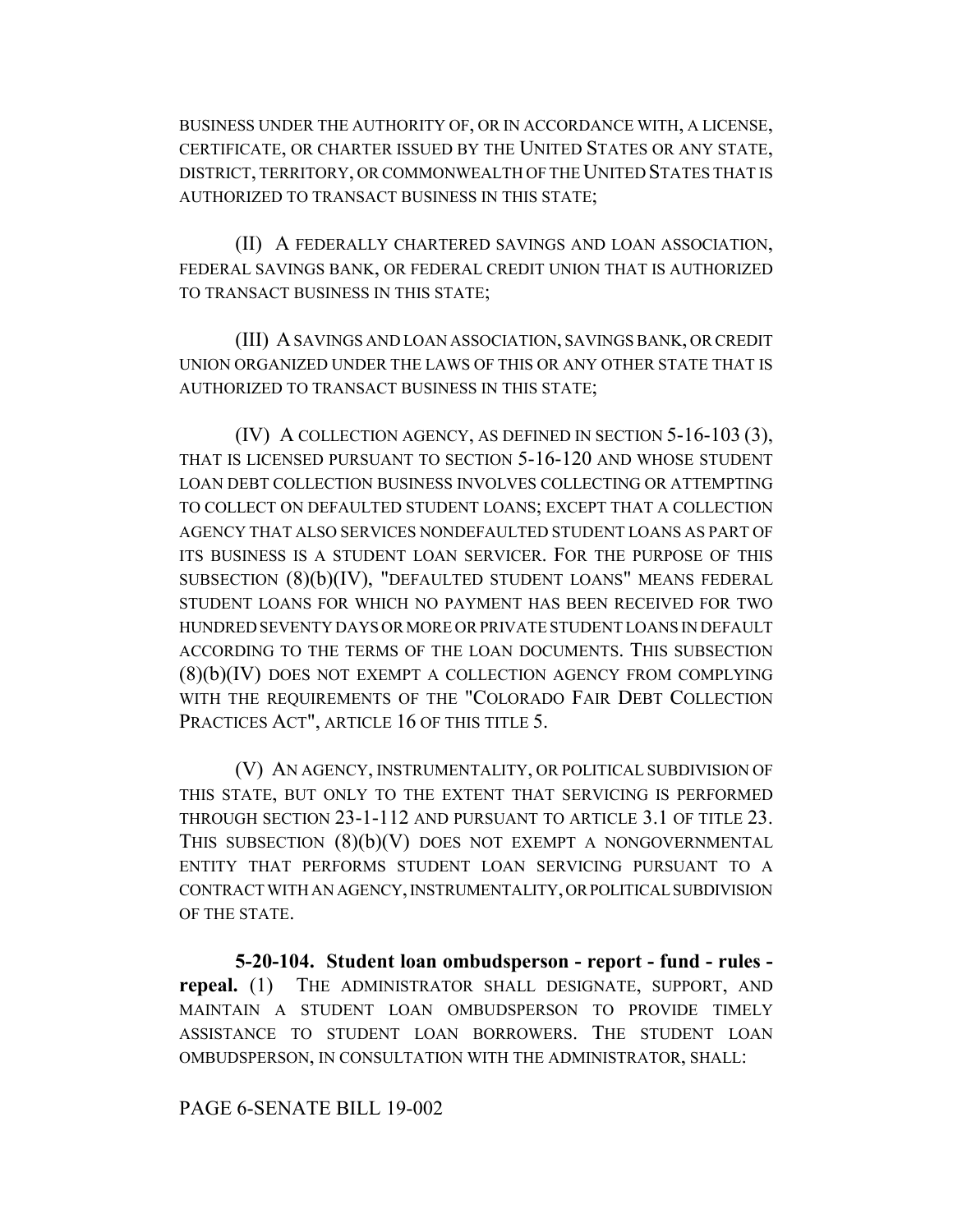BUSINESS UNDER THE AUTHORITY OF, OR IN ACCORDANCE WITH, A LICENSE, CERTIFICATE, OR CHARTER ISSUED BY THE UNITED STATES OR ANY STATE, DISTRICT, TERRITORY, OR COMMONWEALTH OF THE UNITED STATES THAT IS AUTHORIZED TO TRANSACT BUSINESS IN THIS STATE;

(II) A FEDERALLY CHARTERED SAVINGS AND LOAN ASSOCIATION, FEDERAL SAVINGS BANK, OR FEDERAL CREDIT UNION THAT IS AUTHORIZED TO TRANSACT BUSINESS IN THIS STATE;

(III) A SAVINGS AND LOAN ASSOCIATION, SAVINGS BANK, OR CREDIT UNION ORGANIZED UNDER THE LAWS OF THIS OR ANY OTHER STATE THAT IS AUTHORIZED TO TRANSACT BUSINESS IN THIS STATE;

(IV) A COLLECTION AGENCY, AS DEFINED IN SECTION 5-16-103 (3), THAT IS LICENSED PURSUANT TO SECTION 5-16-120 AND WHOSE STUDENT LOAN DEBT COLLECTION BUSINESS INVOLVES COLLECTING OR ATTEMPTING TO COLLECT ON DEFAULTED STUDENT LOANS; EXCEPT THAT A COLLECTION AGENCY THAT ALSO SERVICES NONDEFAULTED STUDENT LOANS AS PART OF ITS BUSINESS IS A STUDENT LOAN SERVICER. FOR THE PURPOSE OF THIS SUBSECTION (8)(b)(IV), "DEFAULTED STUDENT LOANS" MEANS FEDERAL STUDENT LOANS FOR WHICH NO PAYMENT HAS BEEN RECEIVED FOR TWO HUNDRED SEVENTY DAYS OR MORE OR PRIVATE STUDENT LOANS IN DEFAULT ACCORDING TO THE TERMS OF THE LOAN DOCUMENTS. THIS SUBSECTION (8)(b)(IV) DOES NOT EXEMPT A COLLECTION AGENCY FROM COMPLYING WITH THE REQUIREMENTS OF THE "COLORADO FAIR DEBT COLLECTION PRACTICES ACT", ARTICLE 16 OF THIS TITLE 5.

(V) AN AGENCY, INSTRUMENTALITY, OR POLITICAL SUBDIVISION OF THIS STATE, BUT ONLY TO THE EXTENT THAT SERVICING IS PERFORMED THROUGH SECTION 23-1-112 AND PURSUANT TO ARTICLE 3.1 OF TITLE 23. THIS SUBSECTION (8)(b)(V) DOES NOT EXEMPT A NONGOVERNMENTAL ENTITY THAT PERFORMS STUDENT LOAN SERVICING PURSUANT TO A CONTRACT WITH AN AGENCY, INSTRUMENTALITY, OR POLITICAL SUBDIVISION OF THE STATE.

**5-20-104. Student loan ombudsperson - report - fund - rules - repeal.** (1) THE ADMINISTRATOR SHALL DESIGNATE, SUPPORT, AND MAINTAIN A STUDENT LOAN OMBUDSPERSON TO PROVIDE TIMELY ASSISTANCE TO STUDENT LOAN BORROWERS. THE STUDENT LOAN OMBUDSPERSON, IN CONSULTATION WITH THE ADMINISTRATOR, SHALL: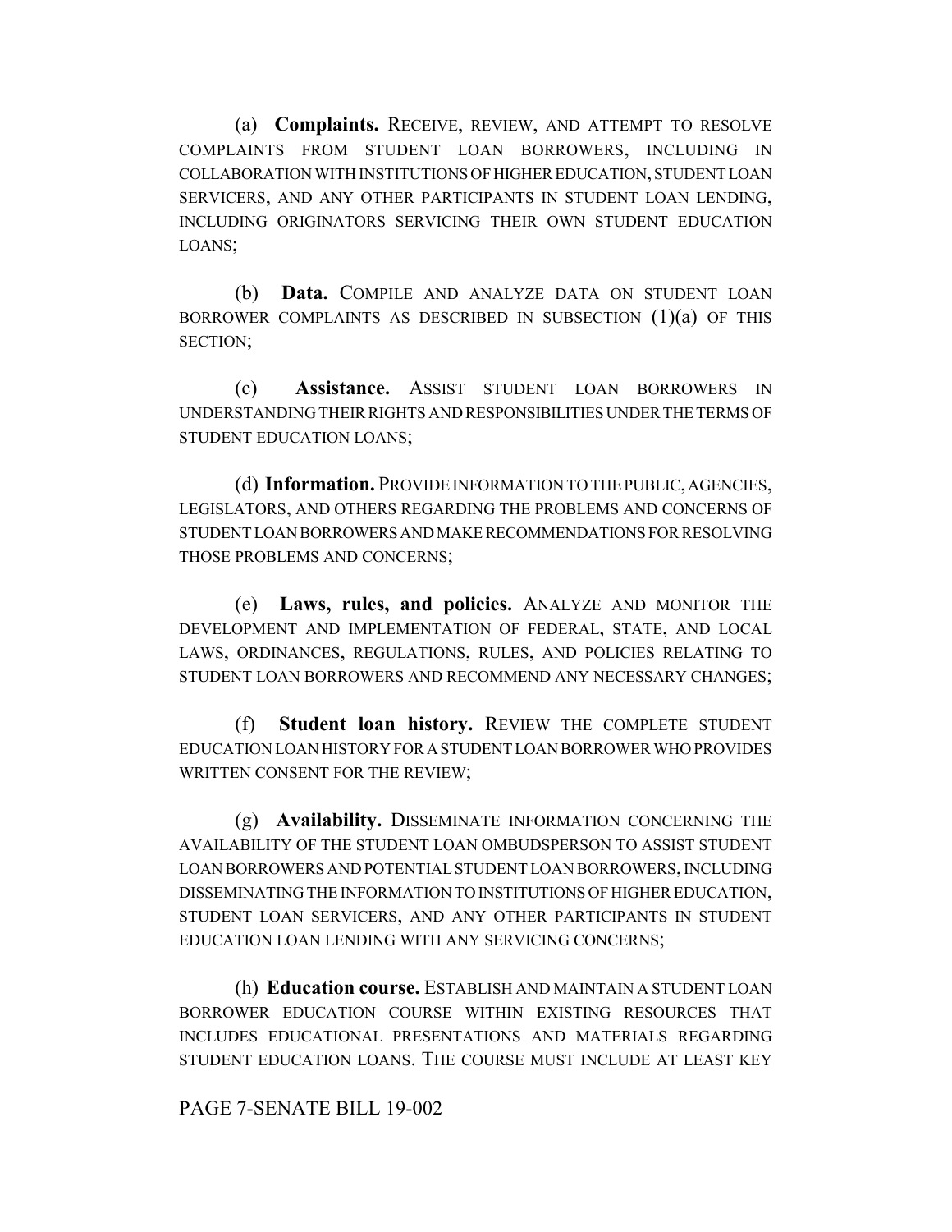(a) **Complaints.** RECEIVE, REVIEW, AND ATTEMPT TO RESOLVE COMPLAINTS FROM STUDENT LOAN BORROWERS, INCLUDING IN COLLABORATION WITH INSTITUTIONS OF HIGHER EDUCATION, STUDENT LOAN SERVICERS, AND ANY OTHER PARTICIPANTS IN STUDENT LOAN LENDING, INCLUDING ORIGINATORS SERVICING THEIR OWN STUDENT EDUCATION LOANS;

(b) **Data.** COMPILE AND ANALYZE DATA ON STUDENT LOAN BORROWER COMPLAINTS AS DESCRIBED IN SUBSECTION (1)(a) OF THIS SECTION;

(c) **Assistance.** ASSIST STUDENT LOAN BORROWERS IN UNDERSTANDING THEIR RIGHTS AND RESPONSIBILITIES UNDER THE TERMS OF STUDENT EDUCATION LOANS;

(d) **Information.** PROVIDE INFORMATION TO THE PUBLIC, AGENCIES, LEGISLATORS, AND OTHERS REGARDING THE PROBLEMS AND CONCERNS OF STUDENT LOAN BORROWERS AND MAKE RECOMMENDATIONS FOR RESOLVING THOSE PROBLEMS AND CONCERNS;

(e) **Laws, rules, and policies.** ANALYZE AND MONITOR THE DEVELOPMENT AND IMPLEMENTATION OF FEDERAL, STATE, AND LOCAL LAWS, ORDINANCES, REGULATIONS, RULES, AND POLICIES RELATING TO STUDENT LOAN BORROWERS AND RECOMMEND ANY NECESSARY CHANGES;

(f) **Student loan history.** REVIEW THE COMPLETE STUDENT EDUCATION LOAN HISTORY FOR A STUDENT LOAN BORROWER WHO PROVIDES WRITTEN CONSENT FOR THE REVIEW;

(g) **Availability.** DISSEMINATE INFORMATION CONCERNING THE AVAILABILITY OF THE STUDENT LOAN OMBUDSPERSON TO ASSIST STUDENT LOAN BORROWERS AND POTENTIAL STUDENT LOAN BORROWERS, INCLUDING DISSEMINATING THE INFORMATION TO INSTITUTIONS OF HIGHER EDUCATION, STUDENT LOAN SERVICERS, AND ANY OTHER PARTICIPANTS IN STUDENT EDUCATION LOAN LENDING WITH ANY SERVICING CONCERNS;

(h) **Education course.** ESTABLISH AND MAINTAIN A STUDENT LOAN BORROWER EDUCATION COURSE WITHIN EXISTING RESOURCES THAT INCLUDES EDUCATIONAL PRESENTATIONS AND MATERIALS REGARDING STUDENT EDUCATION LOANS. THE COURSE MUST INCLUDE AT LEAST KEY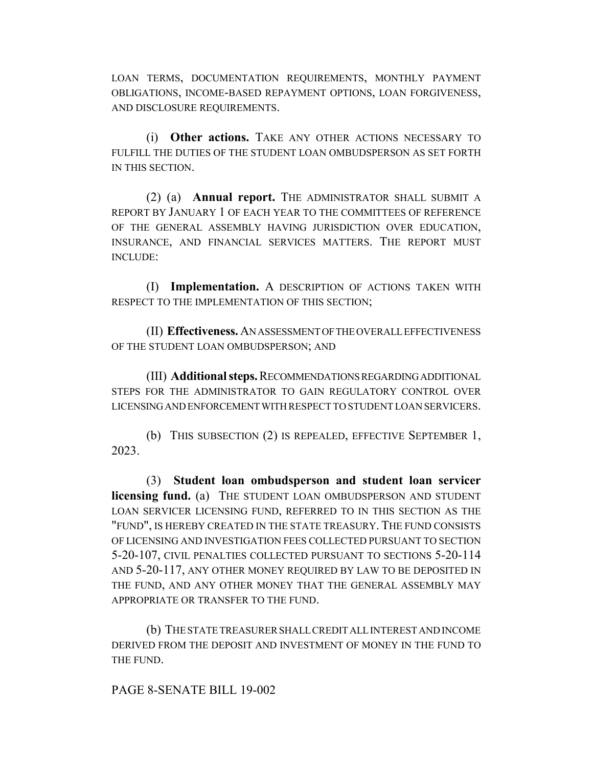LOAN TERMS, DOCUMENTATION REQUIREMENTS, MONTHLY PAYMENT OBLIGATIONS, INCOME-BASED REPAYMENT OPTIONS, LOAN FORGIVENESS, AND DISCLOSURE REQUIREMENTS.

(i) **Other actions.** TAKE ANY OTHER ACTIONS NECESSARY TO FULFILL THE DUTIES OF THE STUDENT LOAN OMBUDSPERSON AS SET FORTH IN THIS SECTION.

(2) (a) **Annual report.** THE ADMINISTRATOR SHALL SUBMIT A REPORT BY JANUARY 1 OF EACH YEAR TO THE COMMITTEES OF REFERENCE OF THE GENERAL ASSEMBLY HAVING JURISDICTION OVER EDUCATION, INSURANCE, AND FINANCIAL SERVICES MATTERS. THE REPORT MUST INCLUDE:

(I) **Implementation.** A DESCRIPTION OF ACTIONS TAKEN WITH RESPECT TO THE IMPLEMENTATION OF THIS SECTION;

(II) **Effectiveness.** AN ASSESSMENT OF THE OVERALL EFFECTIVENESS OF THE STUDENT LOAN OMBUDSPERSON; AND

(III) **Additional steps.** RECOMMENDATIONS REGARDING ADDITIONAL STEPS FOR THE ADMINISTRATOR TO GAIN REGULATORY CONTROL OVER LICENSING AND ENFORCEMENT WITH RESPECT TO STUDENT LOAN SERVICERS.

(b) THIS SUBSECTION (2) IS REPEALED, EFFECTIVE SEPTEMBER 1, 2023.

(3) **Student loan ombudsperson and student loan servicer licensing fund.** (a) THE STUDENT LOAN OMBUDSPERSON AND STUDENT LOAN SERVICER LICENSING FUND, REFERRED TO IN THIS SECTION AS THE "FUND", IS HEREBY CREATED IN THE STATE TREASURY. THE FUND CONSISTS OF LICENSING AND INVESTIGATION FEES COLLECTED PURSUANT TO SECTION 5-20-107, CIVIL PENALTIES COLLECTED PURSUANT TO SECTIONS 5-20-114 AND 5-20-117, ANY OTHER MONEY REQUIRED BY LAW TO BE DEPOSITED IN THE FUND, AND ANY OTHER MONEY THAT THE GENERAL ASSEMBLY MAY APPROPRIATE OR TRANSFER TO THE FUND.

(b) THE STATE TREASURER SHALL CREDIT ALL INTEREST AND INCOME DERIVED FROM THE DEPOSIT AND INVESTMENT OF MONEY IN THE FUND TO THE FUND.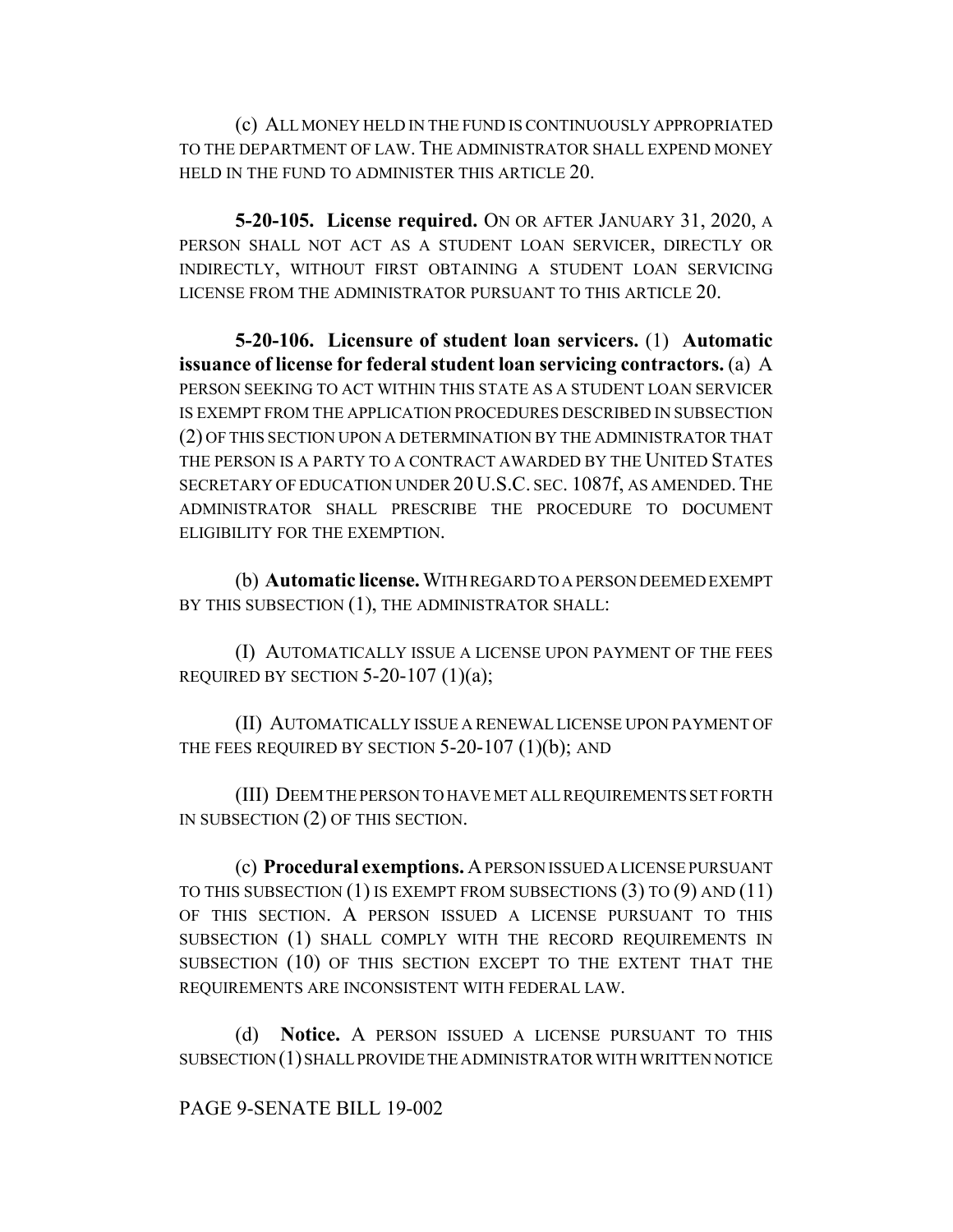(c) ALL MONEY HELD IN THE FUND IS CONTINUOUSLY APPROPRIATED TO THE DEPARTMENT OF LAW. THE ADMINISTRATOR SHALL EXPEND MONEY HELD IN THE FUND TO ADMINISTER THIS ARTICLE 20.

**5-20-105. License required.** ON OR AFTER JANUARY 31, 2020, A PERSON SHALL NOT ACT AS A STUDENT LOAN SERVICER, DIRECTLY OR INDIRECTLY, WITHOUT FIRST OBTAINING A STUDENT LOAN SERVICING LICENSE FROM THE ADMINISTRATOR PURSUANT TO THIS ARTICLE 20.

**5-20-106. Licensure of student loan servicers.** (1) **Automatic issuance of license for federal student loan servicing contractors.** (a) A PERSON SEEKING TO ACT WITHIN THIS STATE AS A STUDENT LOAN SERVICER IS EXEMPT FROM THE APPLICATION PROCEDURES DESCRIBED IN SUBSECTION (2) OF THIS SECTION UPON A DETERMINATION BY THE ADMINISTRATOR THAT THE PERSON IS A PARTY TO A CONTRACT AWARDED BY THE UNITED STATES SECRETARY OF EDUCATION UNDER 20 U.S.C. SEC. 1087f, AS AMENDED. THE ADMINISTRATOR SHALL PRESCRIBE THE PROCEDURE TO DOCUMENT ELIGIBILITY FOR THE EXEMPTION.

(b) **Automatic license.** WITH REGARD TO A PERSON DEEMED EXEMPT BY THIS SUBSECTION (1), THE ADMINISTRATOR SHALL:

(I) AUTOMATICALLY ISSUE A LICENSE UPON PAYMENT OF THE FEES REQUIRED BY SECTION 5-20-107 (1)(a);

(II) AUTOMATICALLY ISSUE A RENEWAL LICENSE UPON PAYMENT OF THE FEES REQUIRED BY SECTION 5-20-107 (1)(b); AND

(III) DEEM THE PERSON TO HAVE MET ALL REQUIREMENTS SET FORTH IN SUBSECTION (2) OF THIS SECTION.

(c) **Procedural exemptions.** A PERSON ISSUED A LICENSE PURSUANT TO THIS SUBSECTION (1) IS EXEMPT FROM SUBSECTIONS (3) TO (9) AND (11) OF THIS SECTION. A PERSON ISSUED A LICENSE PURSUANT TO THIS SUBSECTION (1) SHALL COMPLY WITH THE RECORD REQUIREMENTS IN SUBSECTION (10) OF THIS SECTION EXCEPT TO THE EXTENT THAT THE REQUIREMENTS ARE INCONSISTENT WITH FEDERAL LAW.

(d) **Notice.** A PERSON ISSUED A LICENSE PURSUANT TO THIS SUBSECTION (1) SHALL PROVIDE THE ADMINISTRATOR WITH WRITTEN NOTICE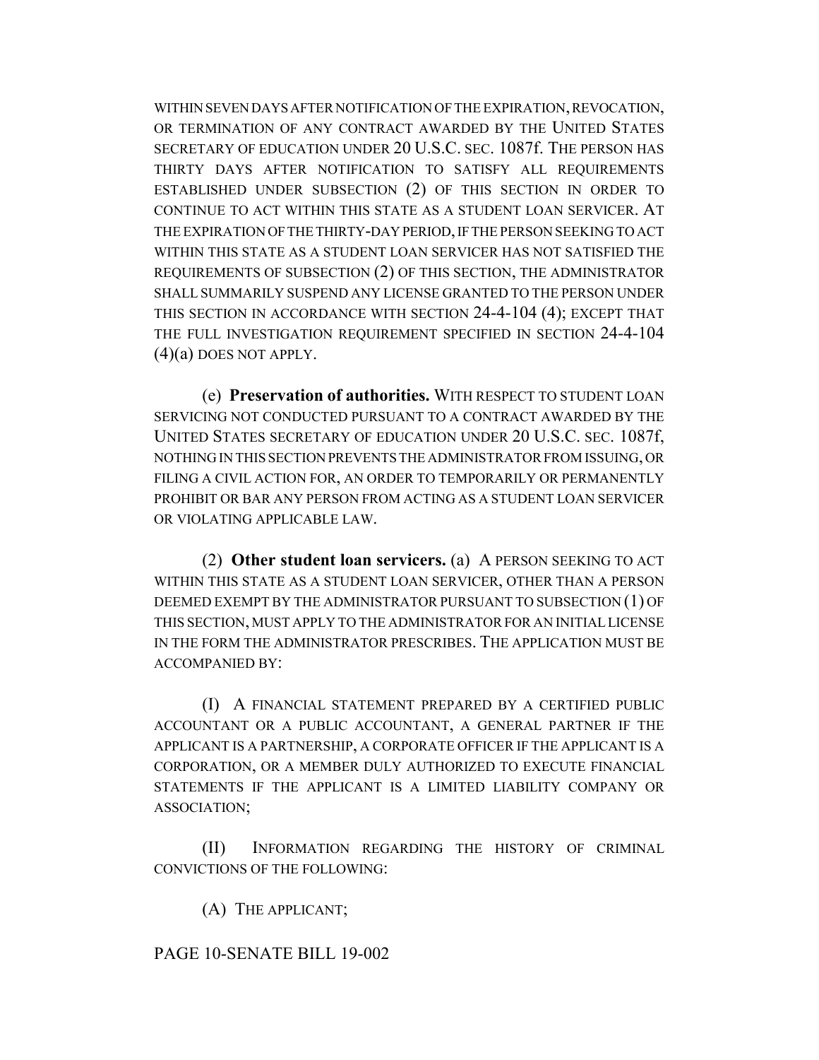WITHIN SEVEN DAYS AFTER NOTIFICATION OF THE EXPIRATION, REVOCATION, OR TERMINATION OF ANY CONTRACT AWARDED BY THE UNITED STATES SECRETARY OF EDUCATION UNDER 20 U.S.C. SEC. 1087f. THE PERSON HAS THIRTY DAYS AFTER NOTIFICATION TO SATISFY ALL REQUIREMENTS ESTABLISHED UNDER SUBSECTION (2) OF THIS SECTION IN ORDER TO CONTINUE TO ACT WITHIN THIS STATE AS A STUDENT LOAN SERVICER. AT THE EXPIRATION OF THE THIRTY-DAY PERIOD, IF THE PERSON SEEKING TO ACT WITHIN THIS STATE AS A STUDENT LOAN SERVICER HAS NOT SATISFIED THE REQUIREMENTS OF SUBSECTION (2) OF THIS SECTION, THE ADMINISTRATOR SHALL SUMMARILY SUSPEND ANY LICENSE GRANTED TO THE PERSON UNDER THIS SECTION IN ACCORDANCE WITH SECTION 24-4-104 (4); EXCEPT THAT THE FULL INVESTIGATION REQUIREMENT SPECIFIED IN SECTION 24-4-104 (4)(a) DOES NOT APPLY.

(e) **Preservation of authorities.** WITH RESPECT TO STUDENT LOAN SERVICING NOT CONDUCTED PURSUANT TO A CONTRACT AWARDED BY THE UNITED STATES SECRETARY OF EDUCATION UNDER 20 U.S.C. SEC. 1087f, NOTHING IN THIS SECTION PREVENTS THE ADMINISTRATOR FROM ISSUING, OR FILING A CIVIL ACTION FOR, AN ORDER TO TEMPORARILY OR PERMANENTLY PROHIBIT OR BAR ANY PERSON FROM ACTING AS A STUDENT LOAN SERVICER OR VIOLATING APPLICABLE LAW.

(2) **Other student loan servicers.** (a) A PERSON SEEKING TO ACT WITHIN THIS STATE AS A STUDENT LOAN SERVICER, OTHER THAN A PERSON DEEMED EXEMPT BY THE ADMINISTRATOR PURSUANT TO SUBSECTION (1) OF THIS SECTION, MUST APPLY TO THE ADMINISTRATOR FOR AN INITIAL LICENSE IN THE FORM THE ADMINISTRATOR PRESCRIBES. THE APPLICATION MUST BE ACCOMPANIED BY:

(I) A FINANCIAL STATEMENT PREPARED BY A CERTIFIED PUBLIC ACCOUNTANT OR A PUBLIC ACCOUNTANT, A GENERAL PARTNER IF THE APPLICANT IS A PARTNERSHIP, A CORPORATE OFFICER IF THE APPLICANT IS A CORPORATION, OR A MEMBER DULY AUTHORIZED TO EXECUTE FINANCIAL STATEMENTS IF THE APPLICANT IS A LIMITED LIABILITY COMPANY OR ASSOCIATION;

(II) INFORMATION REGARDING THE HISTORY OF CRIMINAL CONVICTIONS OF THE FOLLOWING:

(A) THE APPLICANT;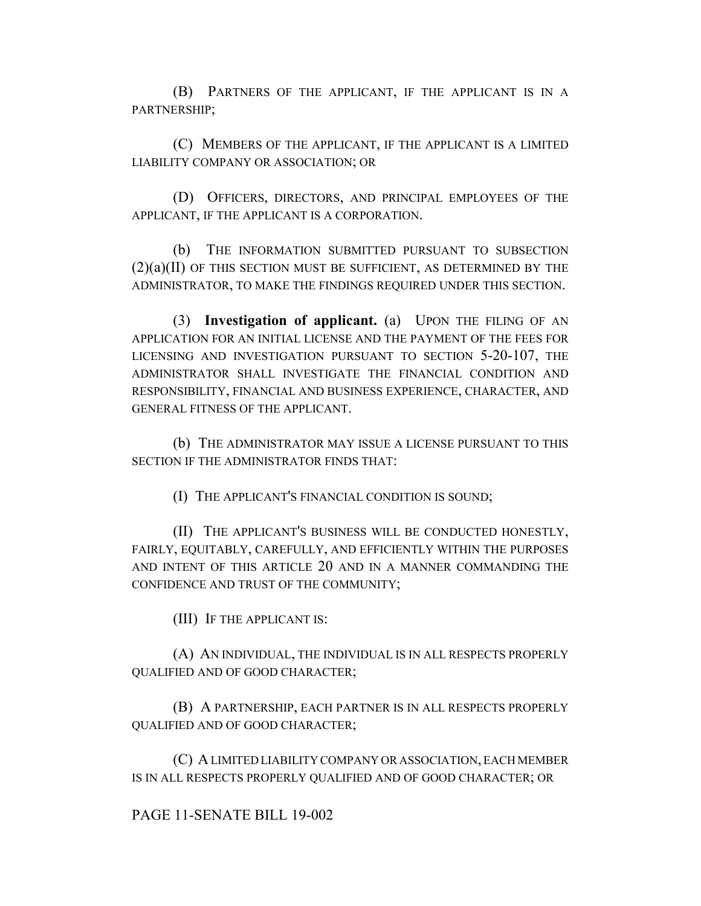(B) PARTNERS OF THE APPLICANT, IF THE APPLICANT IS IN A PARTNERSHIP;

(C) MEMBERS OF THE APPLICANT, IF THE APPLICANT IS A LIMITED LIABILITY COMPANY OR ASSOCIATION; OR

(D) OFFICERS, DIRECTORS, AND PRINCIPAL EMPLOYEES OF THE APPLICANT, IF THE APPLICANT IS A CORPORATION.

(b) THE INFORMATION SUBMITTED PURSUANT TO SUBSECTION (2)(a)(II) OF THIS SECTION MUST BE SUFFICIENT, AS DETERMINED BY THE ADMINISTRATOR, TO MAKE THE FINDINGS REQUIRED UNDER THIS SECTION.

(3) **Investigation of applicant.** (a) UPON THE FILING OF AN APPLICATION FOR AN INITIAL LICENSE AND THE PAYMENT OF THE FEES FOR LICENSING AND INVESTIGATION PURSUANT TO SECTION 5-20-107, THE ADMINISTRATOR SHALL INVESTIGATE THE FINANCIAL CONDITION AND RESPONSIBILITY, FINANCIAL AND BUSINESS EXPERIENCE, CHARACTER, AND GENERAL FITNESS OF THE APPLICANT.

(b) THE ADMINISTRATOR MAY ISSUE A LICENSE PURSUANT TO THIS SECTION IF THE ADMINISTRATOR FINDS THAT:

(I) THE APPLICANT'S FINANCIAL CONDITION IS SOUND;

(II) THE APPLICANT'S BUSINESS WILL BE CONDUCTED HONESTLY, FAIRLY, EQUITABLY, CAREFULLY, AND EFFICIENTLY WITHIN THE PURPOSES AND INTENT OF THIS ARTICLE 20 AND IN A MANNER COMMANDING THE CONFIDENCE AND TRUST OF THE COMMUNITY;

(III) IF THE APPLICANT IS:

(A) AN INDIVIDUAL, THE INDIVIDUAL IS IN ALL RESPECTS PROPERLY QUALIFIED AND OF GOOD CHARACTER;

(B) A PARTNERSHIP, EACH PARTNER IS IN ALL RESPECTS PROPERLY QUALIFIED AND OF GOOD CHARACTER;

(C) A LIMITED LIABILITY COMPANY OR ASSOCIATION, EACH MEMBER IS IN ALL RESPECTS PROPERLY QUALIFIED AND OF GOOD CHARACTER; OR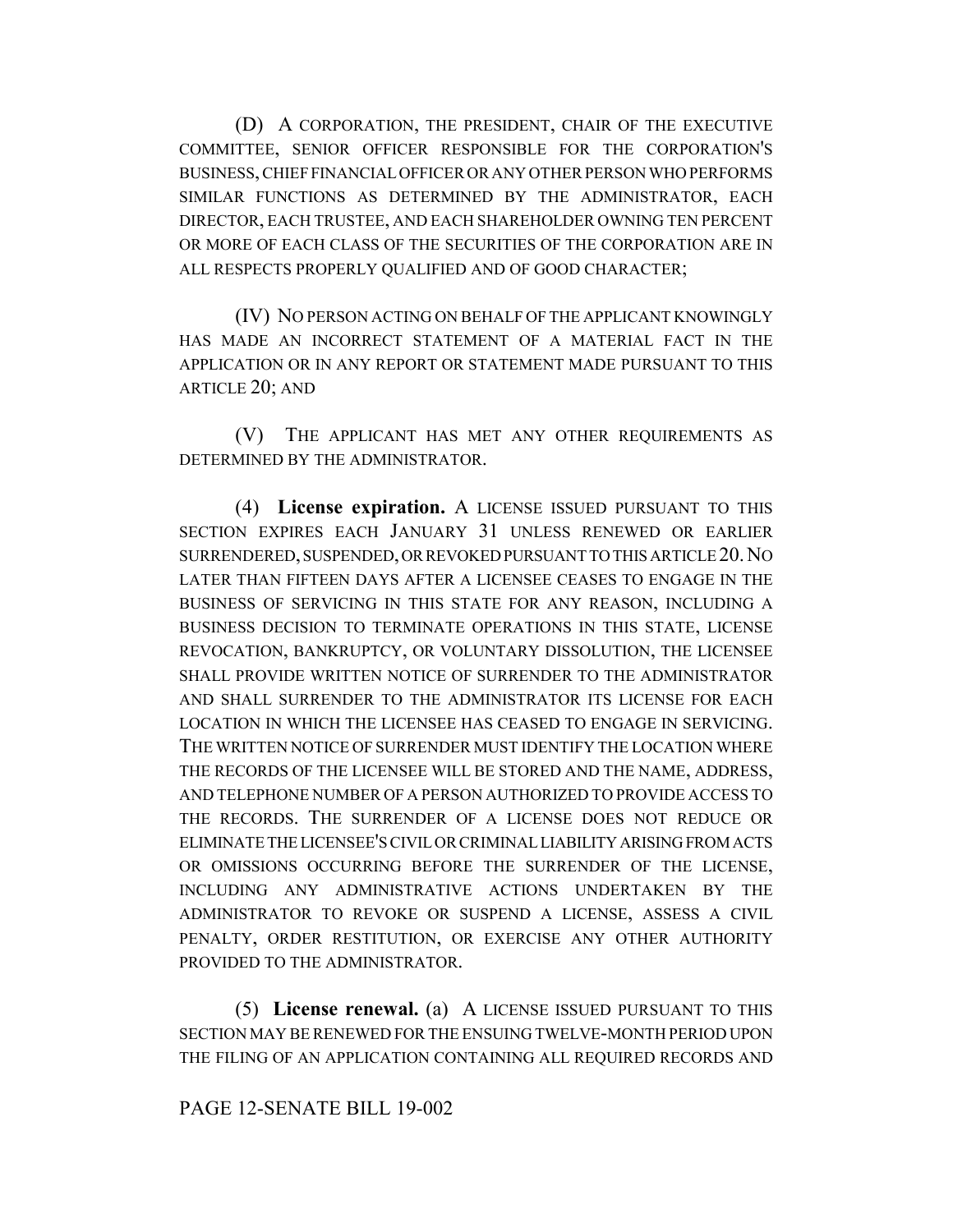(D) A CORPORATION, THE PRESIDENT, CHAIR OF THE EXECUTIVE COMMITTEE, SENIOR OFFICER RESPONSIBLE FOR THE CORPORATION'S BUSINESS, CHIEF FINANCIAL OFFICER OR ANY OTHER PERSON WHO PERFORMS SIMILAR FUNCTIONS AS DETERMINED BY THE ADMINISTRATOR, EACH DIRECTOR, EACH TRUSTEE, AND EACH SHAREHOLDER OWNING TEN PERCENT OR MORE OF EACH CLASS OF THE SECURITIES OF THE CORPORATION ARE IN ALL RESPECTS PROPERLY QUALIFIED AND OF GOOD CHARACTER;

(IV) NO PERSON ACTING ON BEHALF OF THE APPLICANT KNOWINGLY HAS MADE AN INCORRECT STATEMENT OF A MATERIAL FACT IN THE APPLICATION OR IN ANY REPORT OR STATEMENT MADE PURSUANT TO THIS ARTICLE 20; AND

(V) THE APPLICANT HAS MET ANY OTHER REQUIREMENTS AS DETERMINED BY THE ADMINISTRATOR.

(4) **License expiration.** A LICENSE ISSUED PURSUANT TO THIS SECTION EXPIRES EACH JANUARY 31 UNLESS RENEWED OR EARLIER SURRENDERED, SUSPENDED, OR REVOKED PURSUANT TO THIS ARTICLE 20. NO LATER THAN FIFTEEN DAYS AFTER A LICENSEE CEASES TO ENGAGE IN THE BUSINESS OF SERVICING IN THIS STATE FOR ANY REASON, INCLUDING A BUSINESS DECISION TO TERMINATE OPERATIONS IN THIS STATE, LICENSE REVOCATION, BANKRUPTCY, OR VOLUNTARY DISSOLUTION, THE LICENSEE SHALL PROVIDE WRITTEN NOTICE OF SURRENDER TO THE ADMINISTRATOR AND SHALL SURRENDER TO THE ADMINISTRATOR ITS LICENSE FOR EACH LOCATION IN WHICH THE LICENSEE HAS CEASED TO ENGAGE IN SERVICING. THE WRITTEN NOTICE OF SURRENDER MUST IDENTIFY THE LOCATION WHERE THE RECORDS OF THE LICENSEE WILL BE STORED AND THE NAME, ADDRESS, AND TELEPHONE NUMBER OF A PERSON AUTHORIZED TO PROVIDE ACCESS TO THE RECORDS. THE SURRENDER OF A LICENSE DOES NOT REDUCE OR ELIMINATE THE LICENSEE'S CIVIL OR CRIMINAL LIABILITY ARISING FROM ACTS OR OMISSIONS OCCURRING BEFORE THE SURRENDER OF THE LICENSE, INCLUDING ANY ADMINISTRATIVE ACTIONS UNDERTAKEN BY THE ADMINISTRATOR TO REVOKE OR SUSPEND A LICENSE, ASSESS A CIVIL PENALTY, ORDER RESTITUTION, OR EXERCISE ANY OTHER AUTHORITY PROVIDED TO THE ADMINISTRATOR.

(5) **License renewal.** (a) A LICENSE ISSUED PURSUANT TO THIS SECTION MAY BE RENEWED FOR THE ENSUING TWELVE-MONTH PERIOD UPON THE FILING OF AN APPLICATION CONTAINING ALL REQUIRED RECORDS AND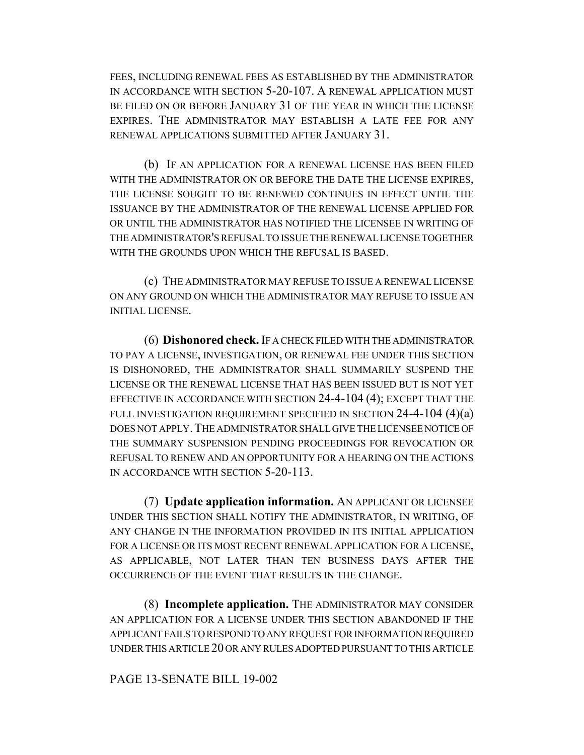FEES, INCLUDING RENEWAL FEES AS ESTABLISHED BY THE ADMINISTRATOR IN ACCORDANCE WITH SECTION 5-20-107. A RENEWAL APPLICATION MUST BE FILED ON OR BEFORE JANUARY 31 OF THE YEAR IN WHICH THE LICENSE EXPIRES. THE ADMINISTRATOR MAY ESTABLISH A LATE FEE FOR ANY RENEWAL APPLICATIONS SUBMITTED AFTER JANUARY 31.

(b) IF AN APPLICATION FOR A RENEWAL LICENSE HAS BEEN FILED WITH THE ADMINISTRATOR ON OR BEFORE THE DATE THE LICENSE EXPIRES, THE LICENSE SOUGHT TO BE RENEWED CONTINUES IN EFFECT UNTIL THE ISSUANCE BY THE ADMINISTRATOR OF THE RENEWAL LICENSE APPLIED FOR OR UNTIL THE ADMINISTRATOR HAS NOTIFIED THE LICENSEE IN WRITING OF THE ADMINISTRATOR'S REFUSAL TO ISSUE THE RENEWAL LICENSE TOGETHER WITH THE GROUNDS UPON WHICH THE REFUSAL IS BASED.

(c) THE ADMINISTRATOR MAY REFUSE TO ISSUE A RENEWAL LICENSE ON ANY GROUND ON WHICH THE ADMINISTRATOR MAY REFUSE TO ISSUE AN INITIAL LICENSE.

(6) **Dishonored check.** IF A CHECK FILED WITH THE ADMINISTRATOR TO PAY A LICENSE, INVESTIGATION, OR RENEWAL FEE UNDER THIS SECTION IS DISHONORED, THE ADMINISTRATOR SHALL SUMMARILY SUSPEND THE LICENSE OR THE RENEWAL LICENSE THAT HAS BEEN ISSUED BUT IS NOT YET EFFECTIVE IN ACCORDANCE WITH SECTION 24-4-104 (4); EXCEPT THAT THE FULL INVESTIGATION REQUIREMENT SPECIFIED IN SECTION 24-4-104 (4)(a) DOES NOT APPLY. THE ADMINISTRATOR SHALL GIVE THE LICENSEE NOTICE OF THE SUMMARY SUSPENSION PENDING PROCEEDINGS FOR REVOCATION OR REFUSAL TO RENEW AND AN OPPORTUNITY FOR A HEARING ON THE ACTIONS IN ACCORDANCE WITH SECTION 5-20-113.

(7) **Update application information.** AN APPLICANT OR LICENSEE UNDER THIS SECTION SHALL NOTIFY THE ADMINISTRATOR, IN WRITING, OF ANY CHANGE IN THE INFORMATION PROVIDED IN ITS INITIAL APPLICATION FOR A LICENSE OR ITS MOST RECENT RENEWAL APPLICATION FOR A LICENSE, AS APPLICABLE, NOT LATER THAN TEN BUSINESS DAYS AFTER THE OCCURRENCE OF THE EVENT THAT RESULTS IN THE CHANGE.

(8) **Incomplete application.** THE ADMINISTRATOR MAY CONSIDER AN APPLICATION FOR A LICENSE UNDER THIS SECTION ABANDONED IF THE APPLICANT FAILS TO RESPOND TO ANY REQUEST FOR INFORMATION REQUIRED UNDER THIS ARTICLE 20 OR ANY RULES ADOPTED PURSUANT TO THIS ARTICLE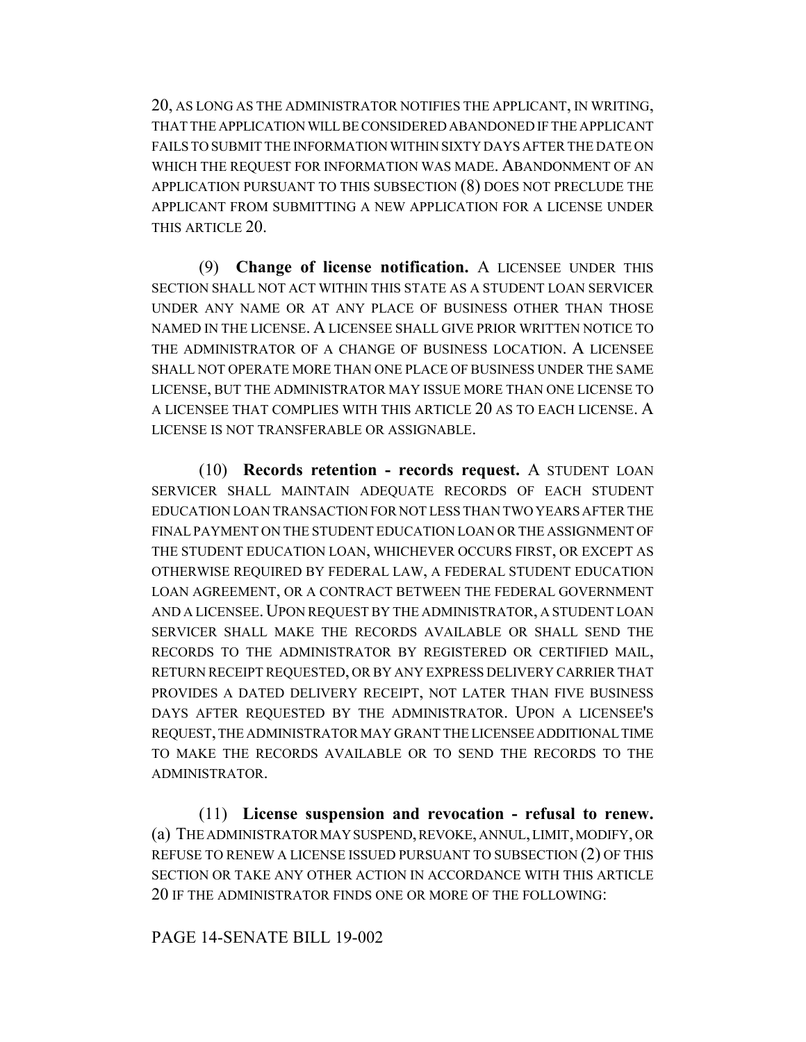20, AS LONG AS THE ADMINISTRATOR NOTIFIES THE APPLICANT, IN WRITING, THAT THE APPLICATION WILL BE CONSIDERED ABANDONED IF THE APPLICANT FAILS TO SUBMIT THE INFORMATION WITHIN SIXTY DAYS AFTER THE DATE ON WHICH THE REQUEST FOR INFORMATION WAS MADE. ABANDONMENT OF AN APPLICATION PURSUANT TO THIS SUBSECTION (8) DOES NOT PRECLUDE THE APPLICANT FROM SUBMITTING A NEW APPLICATION FOR A LICENSE UNDER THIS ARTICLE 20.

(9) **Change of license notification.** A LICENSEE UNDER THIS SECTION SHALL NOT ACT WITHIN THIS STATE AS A STUDENT LOAN SERVICER UNDER ANY NAME OR AT ANY PLACE OF BUSINESS OTHER THAN THOSE NAMED IN THE LICENSE. A LICENSEE SHALL GIVE PRIOR WRITTEN NOTICE TO THE ADMINISTRATOR OF A CHANGE OF BUSINESS LOCATION. A LICENSEE SHALL NOT OPERATE MORE THAN ONE PLACE OF BUSINESS UNDER THE SAME LICENSE, BUT THE ADMINISTRATOR MAY ISSUE MORE THAN ONE LICENSE TO A LICENSEE THAT COMPLIES WITH THIS ARTICLE 20 AS TO EACH LICENSE. A LICENSE IS NOT TRANSFERABLE OR ASSIGNABLE.

(10) **Records retention - records request.** A STUDENT LOAN SERVICER SHALL MAINTAIN ADEQUATE RECORDS OF EACH STUDENT EDUCATION LOAN TRANSACTION FOR NOT LESS THAN TWO YEARS AFTER THE FINAL PAYMENT ON THE STUDENT EDUCATION LOAN OR THE ASSIGNMENT OF THE STUDENT EDUCATION LOAN, WHICHEVER OCCURS FIRST, OR EXCEPT AS OTHERWISE REQUIRED BY FEDERAL LAW, A FEDERAL STUDENT EDUCATION LOAN AGREEMENT, OR A CONTRACT BETWEEN THE FEDERAL GOVERNMENT AND A LICENSEE. UPON REQUEST BY THE ADMINISTRATOR, A STUDENT LOAN SERVICER SHALL MAKE THE RECORDS AVAILABLE OR SHALL SEND THE RECORDS TO THE ADMINISTRATOR BY REGISTERED OR CERTIFIED MAIL, RETURN RECEIPT REQUESTED, OR BY ANY EXPRESS DELIVERY CARRIER THAT PROVIDES A DATED DELIVERY RECEIPT, NOT LATER THAN FIVE BUSINESS DAYS AFTER REQUESTED BY THE ADMINISTRATOR. UPON A LICENSEE'S REQUEST, THE ADMINISTRATOR MAY GRANT THE LICENSEE ADDITIONAL TIME TO MAKE THE RECORDS AVAILABLE OR TO SEND THE RECORDS TO THE ADMINISTRATOR.

(11) **License suspension and revocation - refusal to renew.** (a) THE ADMINISTRATOR MAY SUSPEND, REVOKE, ANNUL, LIMIT, MODIFY, OR REFUSE TO RENEW A LICENSE ISSUED PURSUANT TO SUBSECTION (2) OF THIS SECTION OR TAKE ANY OTHER ACTION IN ACCORDANCE WITH THIS ARTICLE 20 IF THE ADMINISTRATOR FINDS ONE OR MORE OF THE FOLLOWING: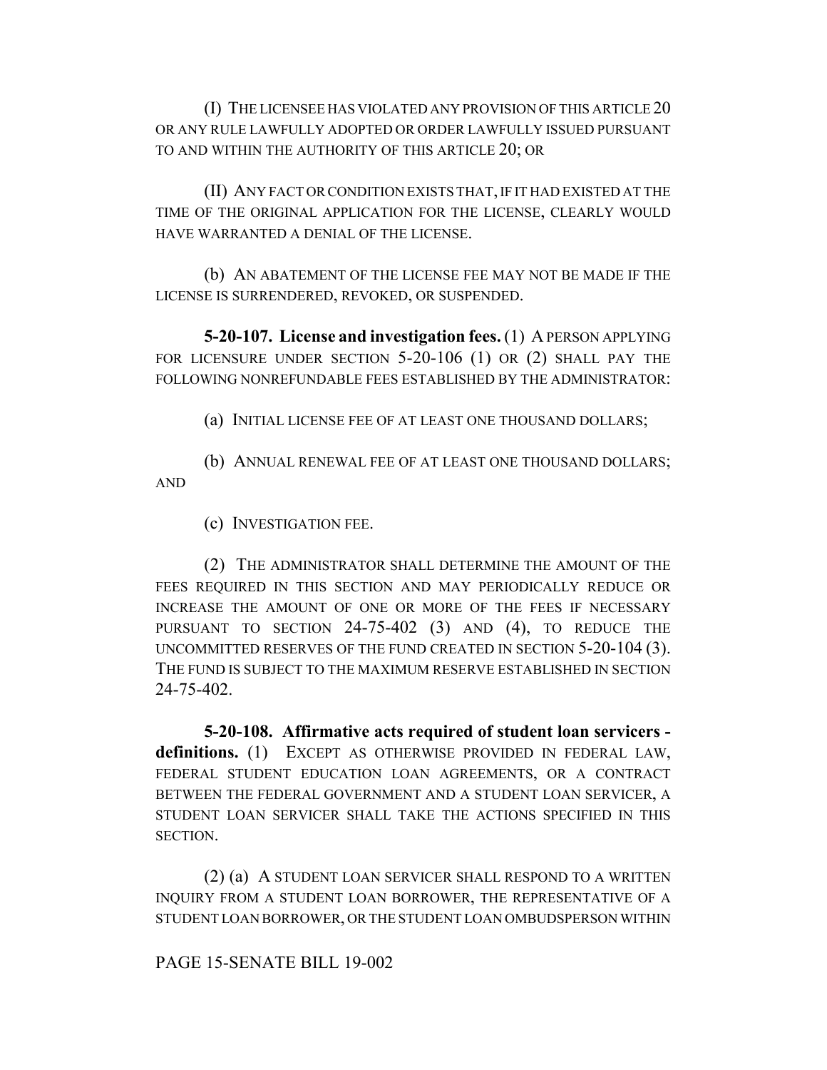(I) THE LICENSEE HAS VIOLATED ANY PROVISION OF THIS ARTICLE 20 OR ANY RULE LAWFULLY ADOPTED OR ORDER LAWFULLY ISSUED PURSUANT TO AND WITHIN THE AUTHORITY OF THIS ARTICLE 20; OR

(II) ANY FACT OR CONDITION EXISTS THAT, IF IT HAD EXISTED AT THE TIME OF THE ORIGINAL APPLICATION FOR THE LICENSE, CLEARLY WOULD HAVE WARRANTED A DENIAL OF THE LICENSE.

(b) AN ABATEMENT OF THE LICENSE FEE MAY NOT BE MADE IF THE LICENSE IS SURRENDERED, REVOKED, OR SUSPENDED.

**5-20-107. License and investigation fees.** (1) A PERSON APPLYING FOR LICENSURE UNDER SECTION 5-20-106 (1) OR (2) SHALL PAY THE FOLLOWING NONREFUNDABLE FEES ESTABLISHED BY THE ADMINISTRATOR:

(a) INITIAL LICENSE FEE OF AT LEAST ONE THOUSAND DOLLARS;

(b) ANNUAL RENEWAL FEE OF AT LEAST ONE THOUSAND DOLLARS; AND

(c) INVESTIGATION FEE.

(2) THE ADMINISTRATOR SHALL DETERMINE THE AMOUNT OF THE FEES REQUIRED IN THIS SECTION AND MAY PERIODICALLY REDUCE OR INCREASE THE AMOUNT OF ONE OR MORE OF THE FEES IF NECESSARY PURSUANT TO SECTION 24-75-402 (3) AND (4), TO REDUCE THE UNCOMMITTED RESERVES OF THE FUND CREATED IN SECTION 5-20-104 (3). THE FUND IS SUBJECT TO THE MAXIMUM RESERVE ESTABLISHED IN SECTION 24-75-402.

**5-20-108. Affirmative acts required of student loan servicers - definitions.** (1) EXCEPT AS OTHERWISE PROVIDED IN FEDERAL LAW, FEDERAL STUDENT EDUCATION LOAN AGREEMENTS, OR A CONTRACT BETWEEN THE FEDERAL GOVERNMENT AND A STUDENT LOAN SERVICER, A STUDENT LOAN SERVICER SHALL TAKE THE ACTIONS SPECIFIED IN THIS SECTION.

(2) (a) A STUDENT LOAN SERVICER SHALL RESPOND TO A WRITTEN INQUIRY FROM A STUDENT LOAN BORROWER, THE REPRESENTATIVE OF A STUDENT LOAN BORROWER, OR THE STUDENT LOAN OMBUDSPERSON WITHIN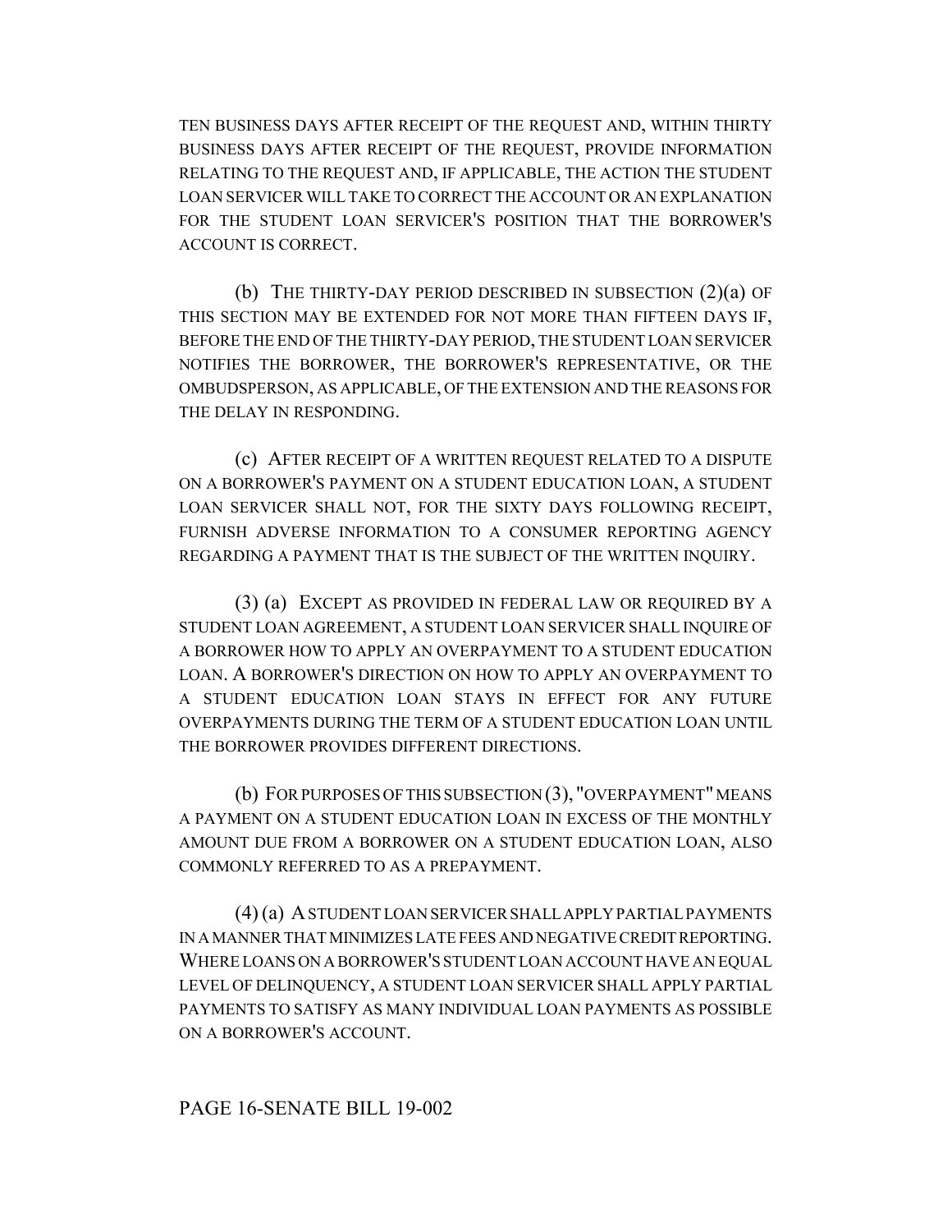TEN BUSINESS DAYS AFTER RECEIPT OF THE REQUEST AND, WITHIN THIRTY BUSINESS DAYS AFTER RECEIPT OF THE REQUEST, PROVIDE INFORMATION RELATING TO THE REQUEST AND, IF APPLICABLE, THE ACTION THE STUDENT LOAN SERVICER WILL TAKE TO CORRECT THE ACCOUNT OR AN EXPLANATION FOR THE STUDENT LOAN SERVICER'S POSITION THAT THE BORROWER'S ACCOUNT IS CORRECT.

(b) THE THIRTY-DAY PERIOD DESCRIBED IN SUBSECTION (2)(a) OF THIS SECTION MAY BE EXTENDED FOR NOT MORE THAN FIFTEEN DAYS IF, BEFORE THE END OF THE THIRTY-DAY PERIOD, THE STUDENT LOAN SERVICER NOTIFIES THE BORROWER, THE BORROWER'S REPRESENTATIVE, OR THE OMBUDSPERSON, AS APPLICABLE, OF THE EXTENSION AND THE REASONS FOR THE DELAY IN RESPONDING.

(c) AFTER RECEIPT OF A WRITTEN REQUEST RELATED TO A DISPUTE ON A BORROWER'S PAYMENT ON A STUDENT EDUCATION LOAN, A STUDENT LOAN SERVICER SHALL NOT, FOR THE SIXTY DAYS FOLLOWING RECEIPT, FURNISH ADVERSE INFORMATION TO A CONSUMER REPORTING AGENCY REGARDING A PAYMENT THAT IS THE SUBJECT OF THE WRITTEN INQUIRY.

(3) (a) EXCEPT AS PROVIDED IN FEDERAL LAW OR REQUIRED BY A STUDENT LOAN AGREEMENT, A STUDENT LOAN SERVICER SHALL INQUIRE OF A BORROWER HOW TO APPLY AN OVERPAYMENT TO A STUDENT EDUCATION LOAN. A BORROWER'S DIRECTION ON HOW TO APPLY AN OVERPAYMENT TO A STUDENT EDUCATION LOAN STAYS IN EFFECT FOR ANY FUTURE OVERPAYMENTS DURING THE TERM OF A STUDENT EDUCATION LOAN UNTIL THE BORROWER PROVIDES DIFFERENT DIRECTIONS.

(b) FOR PURPOSES OF THIS SUBSECTION (3), "OVERPAYMENT" MEANS A PAYMENT ON A STUDENT EDUCATION LOAN IN EXCESS OF THE MONTHLY AMOUNT DUE FROM A BORROWER ON A STUDENT EDUCATION LOAN, ALSO COMMONLY REFERRED TO AS A PREPAYMENT.

(4) (a) A STUDENT LOAN SERVICER SHALL APPLY PARTIAL PAYMENTS IN A MANNER THAT MINIMIZES LATE FEES AND NEGATIVE CREDIT REPORTING. WHERE LOANS ON A BORROWER'S STUDENT LOAN ACCOUNT HAVE AN EQUAL LEVEL OF DELINQUENCY, A STUDENT LOAN SERVICER SHALL APPLY PARTIAL PAYMENTS TO SATISFY AS MANY INDIVIDUAL LOAN PAYMENTS AS POSSIBLE ON A BORROWER'S ACCOUNT.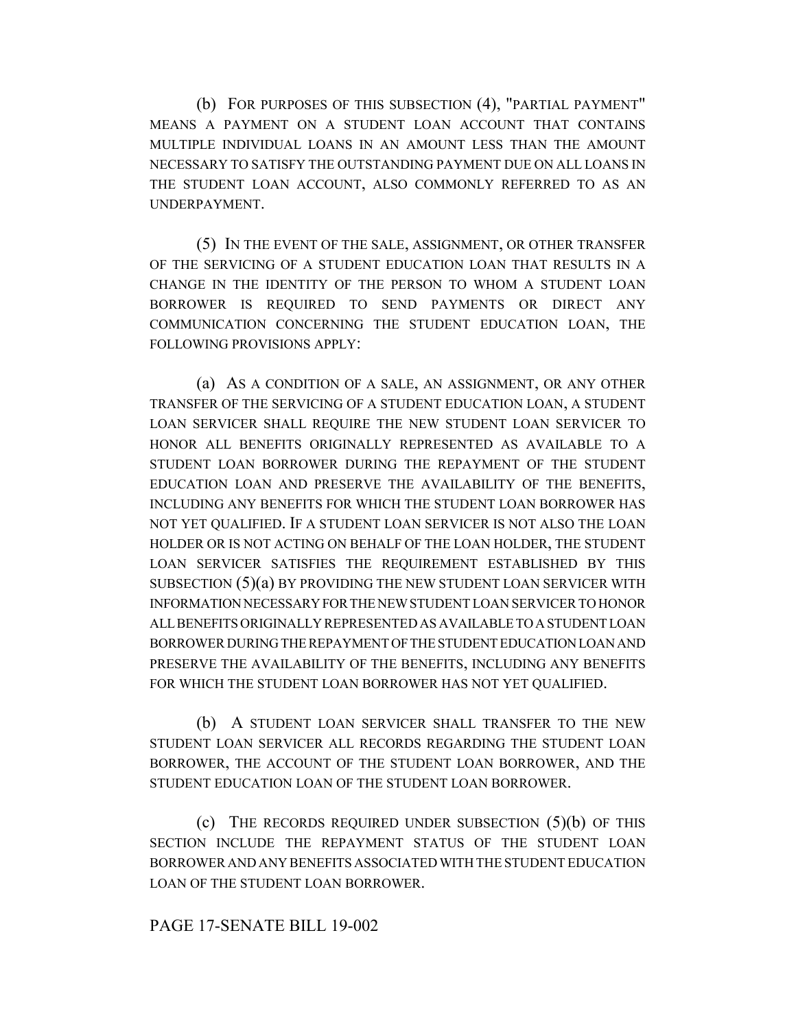(b) FOR PURPOSES OF THIS SUBSECTION (4), "PARTIAL PAYMENT" MEANS A PAYMENT ON A STUDENT LOAN ACCOUNT THAT CONTAINS MULTIPLE INDIVIDUAL LOANS IN AN AMOUNT LESS THAN THE AMOUNT NECESSARY TO SATISFY THE OUTSTANDING PAYMENT DUE ON ALL LOANS IN THE STUDENT LOAN ACCOUNT, ALSO COMMONLY REFERRED TO AS AN UNDERPAYMENT.

(5) IN THE EVENT OF THE SALE, ASSIGNMENT, OR OTHER TRANSFER OF THE SERVICING OF A STUDENT EDUCATION LOAN THAT RESULTS IN A CHANGE IN THE IDENTITY OF THE PERSON TO WHOM A STUDENT LOAN BORROWER IS REQUIRED TO SEND PAYMENTS OR DIRECT ANY COMMUNICATION CONCERNING THE STUDENT EDUCATION LOAN, THE FOLLOWING PROVISIONS APPLY:

(a) AS A CONDITION OF A SALE, AN ASSIGNMENT, OR ANY OTHER TRANSFER OF THE SERVICING OF A STUDENT EDUCATION LOAN, A STUDENT LOAN SERVICER SHALL REQUIRE THE NEW STUDENT LOAN SERVICER TO HONOR ALL BENEFITS ORIGINALLY REPRESENTED AS AVAILABLE TO A STUDENT LOAN BORROWER DURING THE REPAYMENT OF THE STUDENT EDUCATION LOAN AND PRESERVE THE AVAILABILITY OF THE BENEFITS, INCLUDING ANY BENEFITS FOR WHICH THE STUDENT LOAN BORROWER HAS NOT YET QUALIFIED. IF A STUDENT LOAN SERVICER IS NOT ALSO THE LOAN HOLDER OR IS NOT ACTING ON BEHALF OF THE LOAN HOLDER, THE STUDENT LOAN SERVICER SATISFIES THE REQUIREMENT ESTABLISHED BY THIS SUBSECTION (5)(a) BY PROVIDING THE NEW STUDENT LOAN SERVICER WITH INFORMATION NECESSARY FOR THE NEW STUDENT LOAN SERVICER TO HONOR ALL BENEFITS ORIGINALLY REPRESENTED AS AVAILABLE TO A STUDENT LOAN BORROWER DURING THE REPAYMENT OF THE STUDENT EDUCATION LOAN AND PRESERVE THE AVAILABILITY OF THE BENEFITS, INCLUDING ANY BENEFITS FOR WHICH THE STUDENT LOAN BORROWER HAS NOT YET QUALIFIED.

(b) A STUDENT LOAN SERVICER SHALL TRANSFER TO THE NEW STUDENT LOAN SERVICER ALL RECORDS REGARDING THE STUDENT LOAN BORROWER, THE ACCOUNT OF THE STUDENT LOAN BORROWER, AND THE STUDENT EDUCATION LOAN OF THE STUDENT LOAN BORROWER.

(c) THE RECORDS REQUIRED UNDER SUBSECTION (5)(b) OF THIS SECTION INCLUDE THE REPAYMENT STATUS OF THE STUDENT LOAN BORROWER AND ANY BENEFITS ASSOCIATED WITH THE STUDENT EDUCATION LOAN OF THE STUDENT LOAN BORROWER.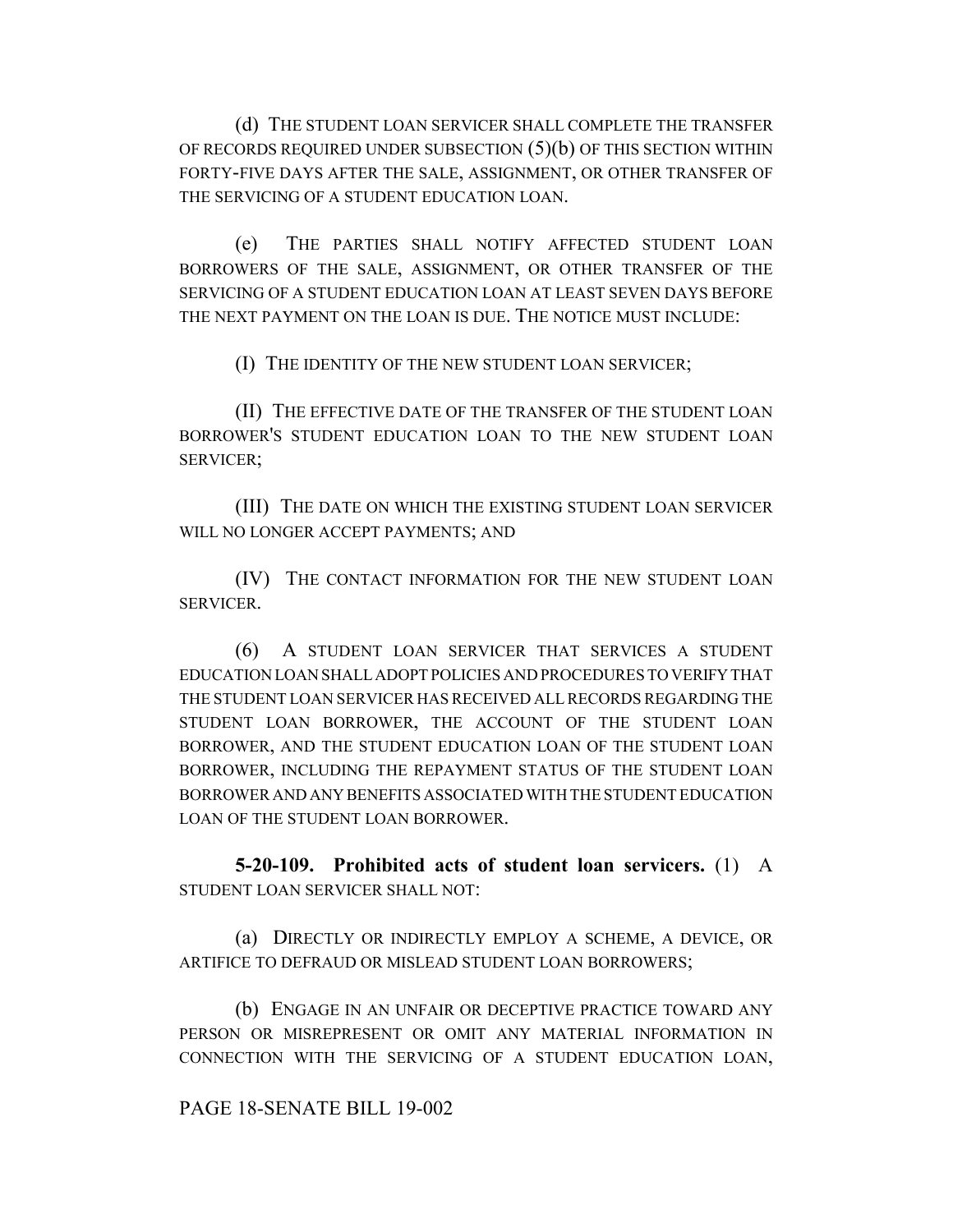(d) THE STUDENT LOAN SERVICER SHALL COMPLETE THE TRANSFER OF RECORDS REQUIRED UNDER SUBSECTION (5)(b) OF THIS SECTION WITHIN FORTY-FIVE DAYS AFTER THE SALE, ASSIGNMENT, OR OTHER TRANSFER OF THE SERVICING OF A STUDENT EDUCATION LOAN.

(e) THE PARTIES SHALL NOTIFY AFFECTED STUDENT LOAN BORROWERS OF THE SALE, ASSIGNMENT, OR OTHER TRANSFER OF THE SERVICING OF A STUDENT EDUCATION LOAN AT LEAST SEVEN DAYS BEFORE THE NEXT PAYMENT ON THE LOAN IS DUE. THE NOTICE MUST INCLUDE:

(I) THE IDENTITY OF THE NEW STUDENT LOAN SERVICER;

(II) THE EFFECTIVE DATE OF THE TRANSFER OF THE STUDENT LOAN BORROWER'S STUDENT EDUCATION LOAN TO THE NEW STUDENT LOAN SERVICER;

(III) THE DATE ON WHICH THE EXISTING STUDENT LOAN SERVICER WILL NO LONGER ACCEPT PAYMENTS; AND

(IV) THE CONTACT INFORMATION FOR THE NEW STUDENT LOAN SERVICER.

(6) A STUDENT LOAN SERVICER THAT SERVICES A STUDENT EDUCATION LOAN SHALL ADOPT POLICIES AND PROCEDURES TO VERIFY THAT THE STUDENT LOAN SERVICER HAS RECEIVED ALL RECORDS REGARDING THE STUDENT LOAN BORROWER, THE ACCOUNT OF THE STUDENT LOAN BORROWER, AND THE STUDENT EDUCATION LOAN OF THE STUDENT LOAN BORROWER, INCLUDING THE REPAYMENT STATUS OF THE STUDENT LOAN BORROWER AND ANY BENEFITS ASSOCIATED WITH THE STUDENT EDUCATION LOAN OF THE STUDENT LOAN BORROWER.

**5-20-109. Prohibited acts of student loan servicers.** (1) A STUDENT LOAN SERVICER SHALL NOT:

(a) DIRECTLY OR INDIRECTLY EMPLOY A SCHEME, A DEVICE, OR ARTIFICE TO DEFRAUD OR MISLEAD STUDENT LOAN BORROWERS;

(b) ENGAGE IN AN UNFAIR OR DECEPTIVE PRACTICE TOWARD ANY PERSON OR MISREPRESENT OR OMIT ANY MATERIAL INFORMATION IN CONNECTION WITH THE SERVICING OF A STUDENT EDUCATION LOAN,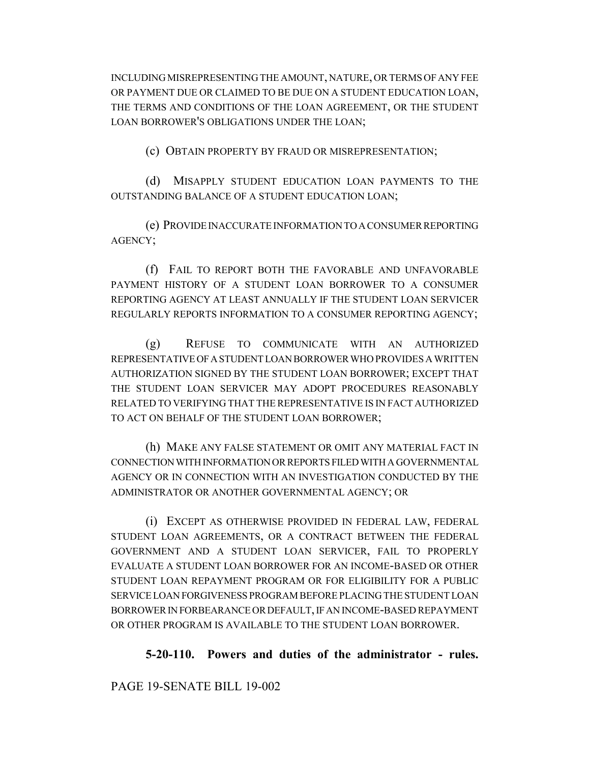INCLUDING MISREPRESENTING THE AMOUNT, NATURE, OR TERMS OF ANY FEE OR PAYMENT DUE OR CLAIMED TO BE DUE ON A STUDENT EDUCATION LOAN, THE TERMS AND CONDITIONS OF THE LOAN AGREEMENT, OR THE STUDENT LOAN BORROWER'S OBLIGATIONS UNDER THE LOAN;

(c) OBTAIN PROPERTY BY FRAUD OR MISREPRESENTATION;

(d) MISAPPLY STUDENT EDUCATION LOAN PAYMENTS TO THE OUTSTANDING BALANCE OF A STUDENT EDUCATION LOAN;

(e) PROVIDE INACCURATE INFORMATION TO A CONSUMER REPORTING AGENCY;

(f) FAIL TO REPORT BOTH THE FAVORABLE AND UNFAVORABLE PAYMENT HISTORY OF A STUDENT LOAN BORROWER TO A CONSUMER REPORTING AGENCY AT LEAST ANNUALLY IF THE STUDENT LOAN SERVICER REGULARLY REPORTS INFORMATION TO A CONSUMER REPORTING AGENCY;

(g) REFUSE TO COMMUNICATE WITH AN AUTHORIZED REPRESENTATIVE OF A STUDENT LOAN BORROWER WHO PROVIDES A WRITTEN AUTHORIZATION SIGNED BY THE STUDENT LOAN BORROWER; EXCEPT THAT THE STUDENT LOAN SERVICER MAY ADOPT PROCEDURES REASONABLY RELATED TO VERIFYING THAT THE REPRESENTATIVE IS IN FACT AUTHORIZED TO ACT ON BEHALF OF THE STUDENT LOAN BORROWER;

(h) MAKE ANY FALSE STATEMENT OR OMIT ANY MATERIAL FACT IN CONNECTION WITH INFORMATION OR REPORTS FILED WITH A GOVERNMENTAL AGENCY OR IN CONNECTION WITH AN INVESTIGATION CONDUCTED BY THE ADMINISTRATOR OR ANOTHER GOVERNMENTAL AGENCY; OR

(i) EXCEPT AS OTHERWISE PROVIDED IN FEDERAL LAW, FEDERAL STUDENT LOAN AGREEMENTS, OR A CONTRACT BETWEEN THE FEDERAL GOVERNMENT AND A STUDENT LOAN SERVICER, FAIL TO PROPERLY EVALUATE A STUDENT LOAN BORROWER FOR AN INCOME-BASED OR OTHER STUDENT LOAN REPAYMENT PROGRAM OR FOR ELIGIBILITY FOR A PUBLIC SERVICE LOAN FORGIVENESS PROGRAM BEFORE PLACING THE STUDENT LOAN BORROWER IN FORBEARANCE OR DEFAULT, IF AN INCOME-BASED REPAYMENT OR OTHER PROGRAM IS AVAILABLE TO THE STUDENT LOAN BORROWER.

**5-20-110. Powers and duties of the administrator - rules.**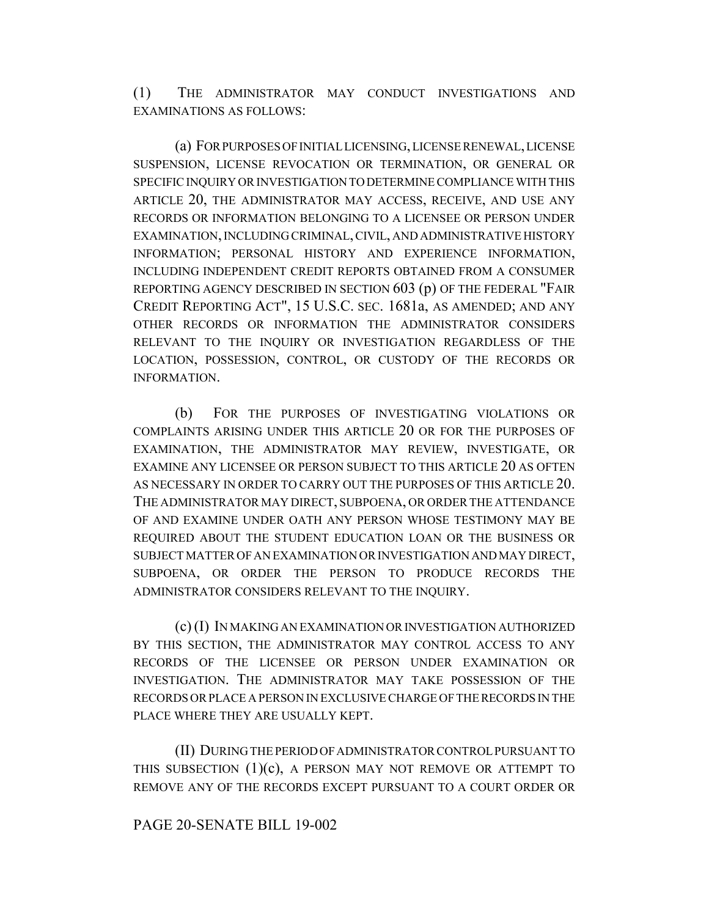(1) THE ADMINISTRATOR MAY CONDUCT INVESTIGATIONS AND EXAMINATIONS AS FOLLOWS:

(a) FOR PURPOSES OF INITIAL LICENSING, LICENSE RENEWAL, LICENSE SUSPENSION, LICENSE REVOCATION OR TERMINATION, OR GENERAL OR SPECIFIC INQUIRY OR INVESTIGATION TO DETERMINE COMPLIANCE WITH THIS ARTICLE 20, THE ADMINISTRATOR MAY ACCESS, RECEIVE, AND USE ANY RECORDS OR INFORMATION BELONGING TO A LICENSEE OR PERSON UNDER EXAMINATION, INCLUDING CRIMINAL, CIVIL, AND ADMINISTRATIVE HISTORY INFORMATION; PERSONAL HISTORY AND EXPERIENCE INFORMATION, INCLUDING INDEPENDENT CREDIT REPORTS OBTAINED FROM A CONSUMER REPORTING AGENCY DESCRIBED IN SECTION 603 (p) OF THE FEDERAL "FAIR CREDIT REPORTING ACT", 15 U.S.C. SEC. 1681a, AS AMENDED; AND ANY OTHER RECORDS OR INFORMATION THE ADMINISTRATOR CONSIDERS RELEVANT TO THE INQUIRY OR INVESTIGATION REGARDLESS OF THE LOCATION, POSSESSION, CONTROL, OR CUSTODY OF THE RECORDS OR INFORMATION.

(b) FOR THE PURPOSES OF INVESTIGATING VIOLATIONS OR COMPLAINTS ARISING UNDER THIS ARTICLE 20 OR FOR THE PURPOSES OF EXAMINATION, THE ADMINISTRATOR MAY REVIEW, INVESTIGATE, OR EXAMINE ANY LICENSEE OR PERSON SUBJECT TO THIS ARTICLE 20 AS OFTEN AS NECESSARY IN ORDER TO CARRY OUT THE PURPOSES OF THIS ARTICLE 20. THE ADMINISTRATOR MAY DIRECT, SUBPOENA, OR ORDER THE ATTENDANCE OF AND EXAMINE UNDER OATH ANY PERSON WHOSE TESTIMONY MAY BE REQUIRED ABOUT THE STUDENT EDUCATION LOAN OR THE BUSINESS OR SUBJECT MATTER OF AN EXAMINATION OR INVESTIGATION AND MAY DIRECT, SUBPOENA, OR ORDER THE PERSON TO PRODUCE RECORDS THE ADMINISTRATOR CONSIDERS RELEVANT TO THE INQUIRY.

(c) (I) IN MAKING AN EXAMINATION OR INVESTIGATION AUTHORIZED BY THIS SECTION, THE ADMINISTRATOR MAY CONTROL ACCESS TO ANY RECORDS OF THE LICENSEE OR PERSON UNDER EXAMINATION OR INVESTIGATION. THE ADMINISTRATOR MAY TAKE POSSESSION OF THE RECORDS OR PLACE A PERSON IN EXCLUSIVE CHARGE OF THE RECORDS IN THE PLACE WHERE THEY ARE USUALLY KEPT.

(II) DURING THE PERIOD OF ADMINISTRATOR CONTROL PURSUANT TO THIS SUBSECTION (1)(c), A PERSON MAY NOT REMOVE OR ATTEMPT TO REMOVE ANY OF THE RECORDS EXCEPT PURSUANT TO A COURT ORDER OR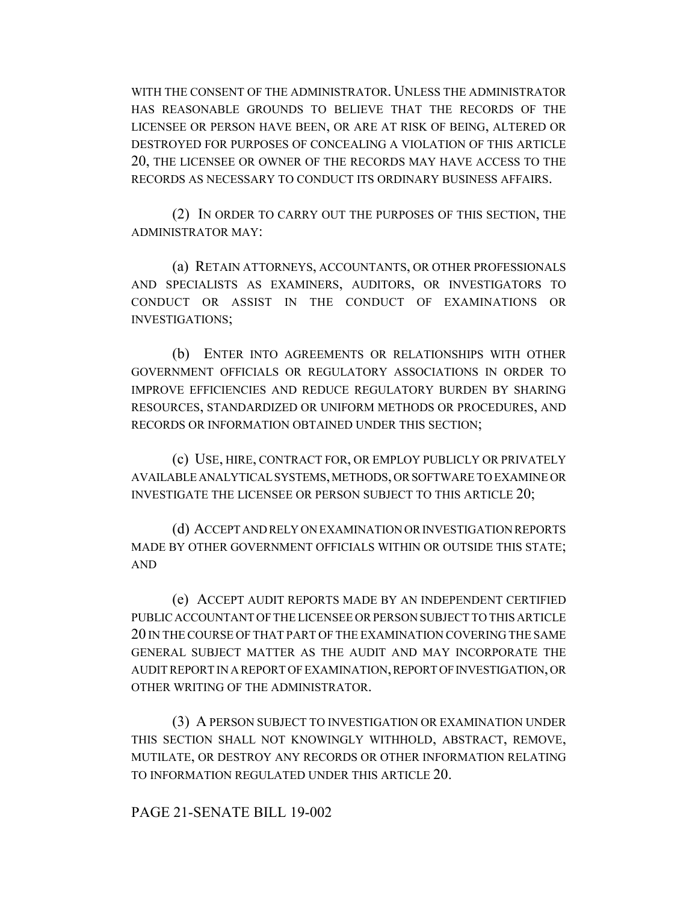WITH THE CONSENT OF THE ADMINISTRATOR. UNLESS THE ADMINISTRATOR HAS REASONABLE GROUNDS TO BELIEVE THAT THE RECORDS OF THE LICENSEE OR PERSON HAVE BEEN, OR ARE AT RISK OF BEING, ALTERED OR DESTROYED FOR PURPOSES OF CONCEALING A VIOLATION OF THIS ARTICLE 20, THE LICENSEE OR OWNER OF THE RECORDS MAY HAVE ACCESS TO THE RECORDS AS NECESSARY TO CONDUCT ITS ORDINARY BUSINESS AFFAIRS.

(2) IN ORDER TO CARRY OUT THE PURPOSES OF THIS SECTION, THE ADMINISTRATOR MAY:

(a) RETAIN ATTORNEYS, ACCOUNTANTS, OR OTHER PROFESSIONALS AND SPECIALISTS AS EXAMINERS, AUDITORS, OR INVESTIGATORS TO CONDUCT OR ASSIST IN THE CONDUCT OF EXAMINATIONS OR INVESTIGATIONS;

(b) ENTER INTO AGREEMENTS OR RELATIONSHIPS WITH OTHER GOVERNMENT OFFICIALS OR REGULATORY ASSOCIATIONS IN ORDER TO IMPROVE EFFICIENCIES AND REDUCE REGULATORY BURDEN BY SHARING RESOURCES, STANDARDIZED OR UNIFORM METHODS OR PROCEDURES, AND RECORDS OR INFORMATION OBTAINED UNDER THIS SECTION;

(c) USE, HIRE, CONTRACT FOR, OR EMPLOY PUBLICLY OR PRIVATELY AVAILABLE ANALYTICAL SYSTEMS, METHODS, OR SOFTWARE TO EXAMINE OR INVESTIGATE THE LICENSEE OR PERSON SUBJECT TO THIS ARTICLE 20;

(d) ACCEPT AND RELY ON EXAMINATION OR INVESTIGATION REPORTS MADE BY OTHER GOVERNMENT OFFICIALS WITHIN OR OUTSIDE THIS STATE; AND

(e) ACCEPT AUDIT REPORTS MADE BY AN INDEPENDENT CERTIFIED PUBLIC ACCOUNTANT OF THE LICENSEE OR PERSON SUBJECT TO THIS ARTICLE 20 IN THE COURSE OF THAT PART OF THE EXAMINATION COVERING THE SAME GENERAL SUBJECT MATTER AS THE AUDIT AND MAY INCORPORATE THE AUDIT REPORT IN A REPORT OF EXAMINATION, REPORT OF INVESTIGATION, OR OTHER WRITING OF THE ADMINISTRATOR.

(3) A PERSON SUBJECT TO INVESTIGATION OR EXAMINATION UNDER THIS SECTION SHALL NOT KNOWINGLY WITHHOLD, ABSTRACT, REMOVE, MUTILATE, OR DESTROY ANY RECORDS OR OTHER INFORMATION RELATING TO INFORMATION REGULATED UNDER THIS ARTICLE 20.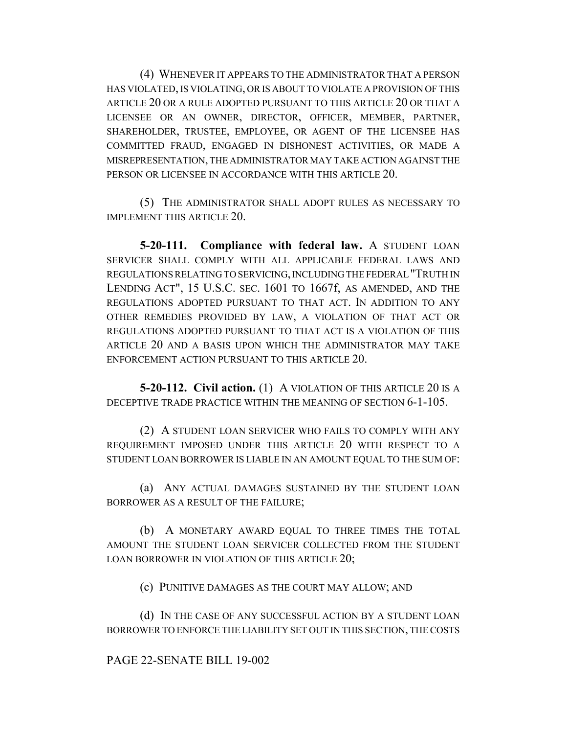(4) WHENEVER IT APPEARS TO THE ADMINISTRATOR THAT A PERSON HAS VIOLATED, IS VIOLATING, OR IS ABOUT TO VIOLATE A PROVISION OF THIS ARTICLE 20 OR A RULE ADOPTED PURSUANT TO THIS ARTICLE 20 OR THAT A LICENSEE OR AN OWNER, DIRECTOR, OFFICER, MEMBER, PARTNER, SHAREHOLDER, TRUSTEE, EMPLOYEE, OR AGENT OF THE LICENSEE HAS COMMITTED FRAUD, ENGAGED IN DISHONEST ACTIVITIES, OR MADE A MISREPRESENTATION, THE ADMINISTRATOR MAY TAKE ACTION AGAINST THE PERSON OR LICENSEE IN ACCORDANCE WITH THIS ARTICLE 20.

(5) THE ADMINISTRATOR SHALL ADOPT RULES AS NECESSARY TO IMPLEMENT THIS ARTICLE 20.

**5-20-111. Compliance with federal law.** A STUDENT LOAN SERVICER SHALL COMPLY WITH ALL APPLICABLE FEDERAL LAWS AND REGULATIONS RELATING TO SERVICING, INCLUDING THE FEDERAL "TRUTH IN LENDING ACT", 15 U.S.C. SEC. 1601 TO 1667f, AS AMENDED, AND THE REGULATIONS ADOPTED PURSUANT TO THAT ACT. IN ADDITION TO ANY OTHER REMEDIES PROVIDED BY LAW, A VIOLATION OF THAT ACT OR REGULATIONS ADOPTED PURSUANT TO THAT ACT IS A VIOLATION OF THIS ARTICLE 20 AND A BASIS UPON WHICH THE ADMINISTRATOR MAY TAKE ENFORCEMENT ACTION PURSUANT TO THIS ARTICLE 20.

**5-20-112. Civil action.** (1) A VIOLATION OF THIS ARTICLE 20 IS A DECEPTIVE TRADE PRACTICE WITHIN THE MEANING OF SECTION 6-1-105.

(2) A STUDENT LOAN SERVICER WHO FAILS TO COMPLY WITH ANY REQUIREMENT IMPOSED UNDER THIS ARTICLE 20 WITH RESPECT TO A STUDENT LOAN BORROWER IS LIABLE IN AN AMOUNT EQUAL TO THE SUM OF:

(a) ANY ACTUAL DAMAGES SUSTAINED BY THE STUDENT LOAN BORROWER AS A RESULT OF THE FAILURE;

(b) A MONETARY AWARD EQUAL TO THREE TIMES THE TOTAL AMOUNT THE STUDENT LOAN SERVICER COLLECTED FROM THE STUDENT LOAN BORROWER IN VIOLATION OF THIS ARTICLE 20;

(c) PUNITIVE DAMAGES AS THE COURT MAY ALLOW; AND

(d) IN THE CASE OF ANY SUCCESSFUL ACTION BY A STUDENT LOAN BORROWER TO ENFORCE THE LIABILITY SET OUT IN THIS SECTION, THE COSTS

PAGE 22-SENATE BILL 19-002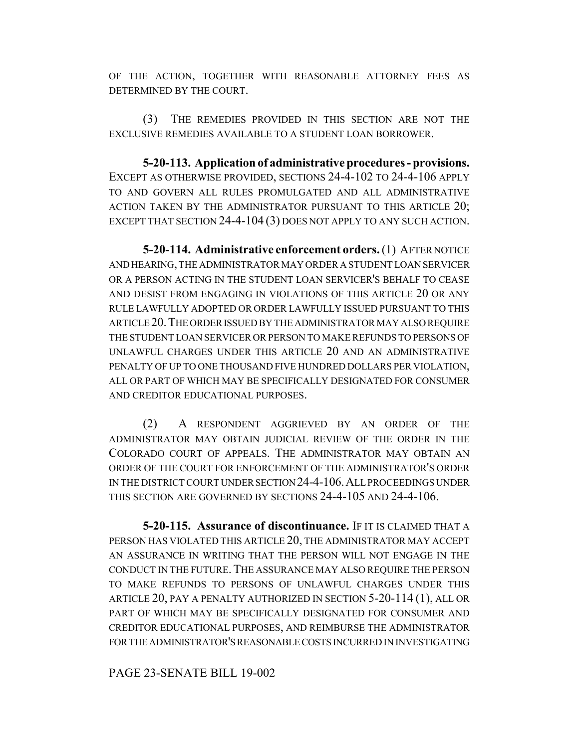OF THE ACTION, TOGETHER WITH REASONABLE ATTORNEY FEES AS DETERMINED BY THE COURT.

(3) THE REMEDIES PROVIDED IN THIS SECTION ARE NOT THE EXCLUSIVE REMEDIES AVAILABLE TO A STUDENT LOAN BORROWER.

**5-20-113. Application of administrative procedures - provisions.** EXCEPT AS OTHERWISE PROVIDED, SECTIONS 24-4-102 TO 24-4-106 APPLY TO AND GOVERN ALL RULES PROMULGATED AND ALL ADMINISTRATIVE ACTION TAKEN BY THE ADMINISTRATOR PURSUANT TO THIS ARTICLE 20; EXCEPT THAT SECTION 24-4-104 (3) DOES NOT APPLY TO ANY SUCH ACTION.

**5-20-114. Administrative enforcement orders.** (1) AFTER NOTICE AND HEARING, THE ADMINISTRATOR MAY ORDER A STUDENT LOAN SERVICER OR A PERSON ACTING IN THE STUDENT LOAN SERVICER'S BEHALF TO CEASE AND DESIST FROM ENGAGING IN VIOLATIONS OF THIS ARTICLE 20 OR ANY RULE LAWFULLY ADOPTED OR ORDER LAWFULLY ISSUED PURSUANT TO THIS ARTICLE 20. THE ORDER ISSUED BY THE ADMINISTRATOR MAY ALSO REQUIRE THE STUDENT LOAN SERVICER OR PERSON TO MAKE REFUNDS TO PERSONS OF UNLAWFUL CHARGES UNDER THIS ARTICLE 20 AND AN ADMINISTRATIVE PENALTY OF UP TO ONE THOUSAND FIVE HUNDRED DOLLARS PER VIOLATION, ALL OR PART OF WHICH MAY BE SPECIFICALLY DESIGNATED FOR CONSUMER AND CREDITOR EDUCATIONAL PURPOSES.

(2) A RESPONDENT AGGRIEVED BY AN ORDER OF THE ADMINISTRATOR MAY OBTAIN JUDICIAL REVIEW OF THE ORDER IN THE COLORADO COURT OF APPEALS. THE ADMINISTRATOR MAY OBTAIN AN ORDER OF THE COURT FOR ENFORCEMENT OF THE ADMINISTRATOR'S ORDER IN THE DISTRICT COURT UNDER SECTION 24-4-106. ALL PROCEEDINGS UNDER THIS SECTION ARE GOVERNED BY SECTIONS 24-4-105 AND 24-4-106.

**5-20-115. Assurance of discontinuance.** IF IT IS CLAIMED THAT A PERSON HAS VIOLATED THIS ARTICLE 20, THE ADMINISTRATOR MAY ACCEPT AN ASSURANCE IN WRITING THAT THE PERSON WILL NOT ENGAGE IN THE CONDUCT IN THE FUTURE. THE ASSURANCE MAY ALSO REQUIRE THE PERSON TO MAKE REFUNDS TO PERSONS OF UNLAWFUL CHARGES UNDER THIS ARTICLE 20, PAY A PENALTY AUTHORIZED IN SECTION 5-20-114 (1), ALL OR PART OF WHICH MAY BE SPECIFICALLY DESIGNATED FOR CONSUMER AND CREDITOR EDUCATIONAL PURPOSES, AND REIMBURSE THE ADMINISTRATOR FOR THE ADMINISTRATOR'S REASONABLE COSTS INCURRED IN INVESTIGATING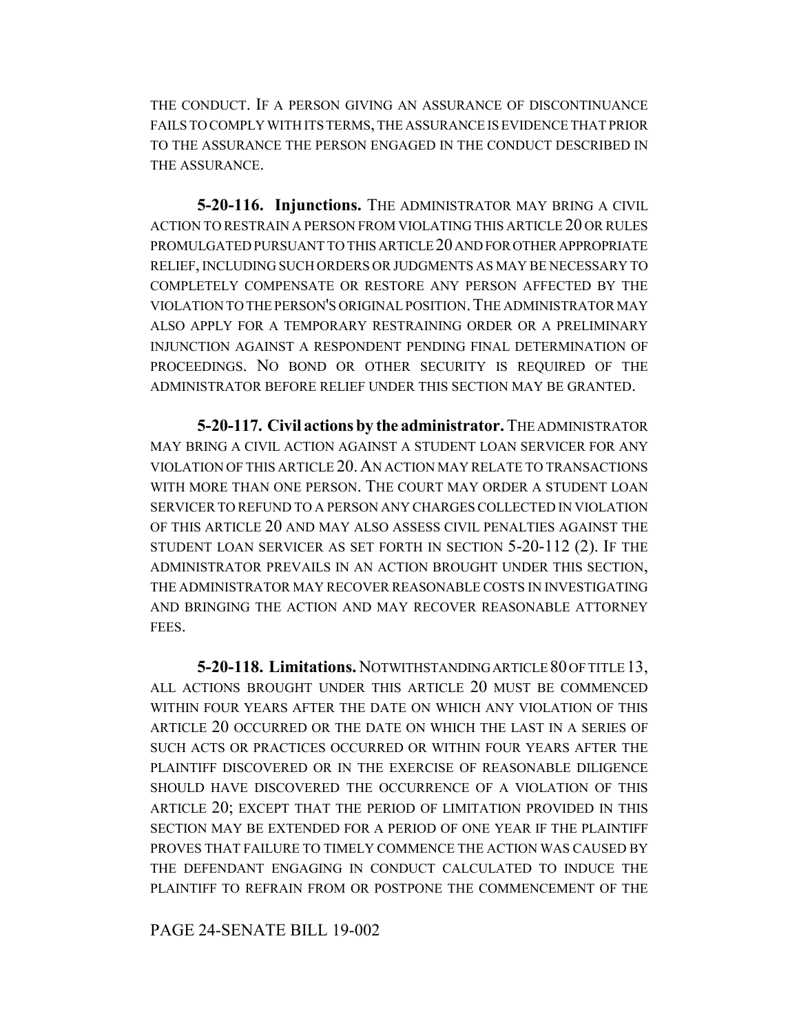THE CONDUCT. IF A PERSON GIVING AN ASSURANCE OF DISCONTINUANCE FAILS TO COMPLY WITH ITS TERMS, THE ASSURANCE IS EVIDENCE THAT PRIOR TO THE ASSURANCE THE PERSON ENGAGED IN THE CONDUCT DESCRIBED IN THE ASSURANCE.

**5-20-116. Injunctions.** THE ADMINISTRATOR MAY BRING A CIVIL ACTION TO RESTRAIN A PERSON FROM VIOLATING THIS ARTICLE 20 OR RULES PROMULGATED PURSUANT TO THIS ARTICLE 20 AND FOR OTHER APPROPRIATE RELIEF, INCLUDING SUCH ORDERS OR JUDGMENTS AS MAY BE NECESSARY TO COMPLETELY COMPENSATE OR RESTORE ANY PERSON AFFECTED BY THE VIOLATION TO THE PERSON'S ORIGINAL POSITION. THE ADMINISTRATOR MAY ALSO APPLY FOR A TEMPORARY RESTRAINING ORDER OR A PRELIMINARY INJUNCTION AGAINST A RESPONDENT PENDING FINAL DETERMINATION OF PROCEEDINGS. NO BOND OR OTHER SECURITY IS REQUIRED OF THE ADMINISTRATOR BEFORE RELIEF UNDER THIS SECTION MAY BE GRANTED.

**5-20-117. Civil actions by the administrator.** THE ADMINISTRATOR MAY BRING A CIVIL ACTION AGAINST A STUDENT LOAN SERVICER FOR ANY VIOLATION OF THIS ARTICLE 20. AN ACTION MAY RELATE TO TRANSACTIONS WITH MORE THAN ONE PERSON. THE COURT MAY ORDER A STUDENT LOAN SERVICER TO REFUND TO A PERSON ANY CHARGES COLLECTED IN VIOLATION OF THIS ARTICLE 20 AND MAY ALSO ASSESS CIVIL PENALTIES AGAINST THE STUDENT LOAN SERVICER AS SET FORTH IN SECTION 5-20-112 (2). IF THE ADMINISTRATOR PREVAILS IN AN ACTION BROUGHT UNDER THIS SECTION, THE ADMINISTRATOR MAY RECOVER REASONABLE COSTS IN INVESTIGATING AND BRINGING THE ACTION AND MAY RECOVER REASONABLE ATTORNEY FEES.

**5-20-118. Limitations.** NOTWITHSTANDING ARTICLE 80 OF TITLE 13, ALL ACTIONS BROUGHT UNDER THIS ARTICLE 20 MUST BE COMMENCED WITHIN FOUR YEARS AFTER THE DATE ON WHICH ANY VIOLATION OF THIS ARTICLE 20 OCCURRED OR THE DATE ON WHICH THE LAST IN A SERIES OF SUCH ACTS OR PRACTICES OCCURRED OR WITHIN FOUR YEARS AFTER THE PLAINTIFF DISCOVERED OR IN THE EXERCISE OF REASONABLE DILIGENCE SHOULD HAVE DISCOVERED THE OCCURRENCE OF A VIOLATION OF THIS ARTICLE 20; EXCEPT THAT THE PERIOD OF LIMITATION PROVIDED IN THIS SECTION MAY BE EXTENDED FOR A PERIOD OF ONE YEAR IF THE PLAINTIFF PROVES THAT FAILURE TO TIMELY COMMENCE THE ACTION WAS CAUSED BY THE DEFENDANT ENGAGING IN CONDUCT CALCULATED TO INDUCE THE PLAINTIFF TO REFRAIN FROM OR POSTPONE THE COMMENCEMENT OF THE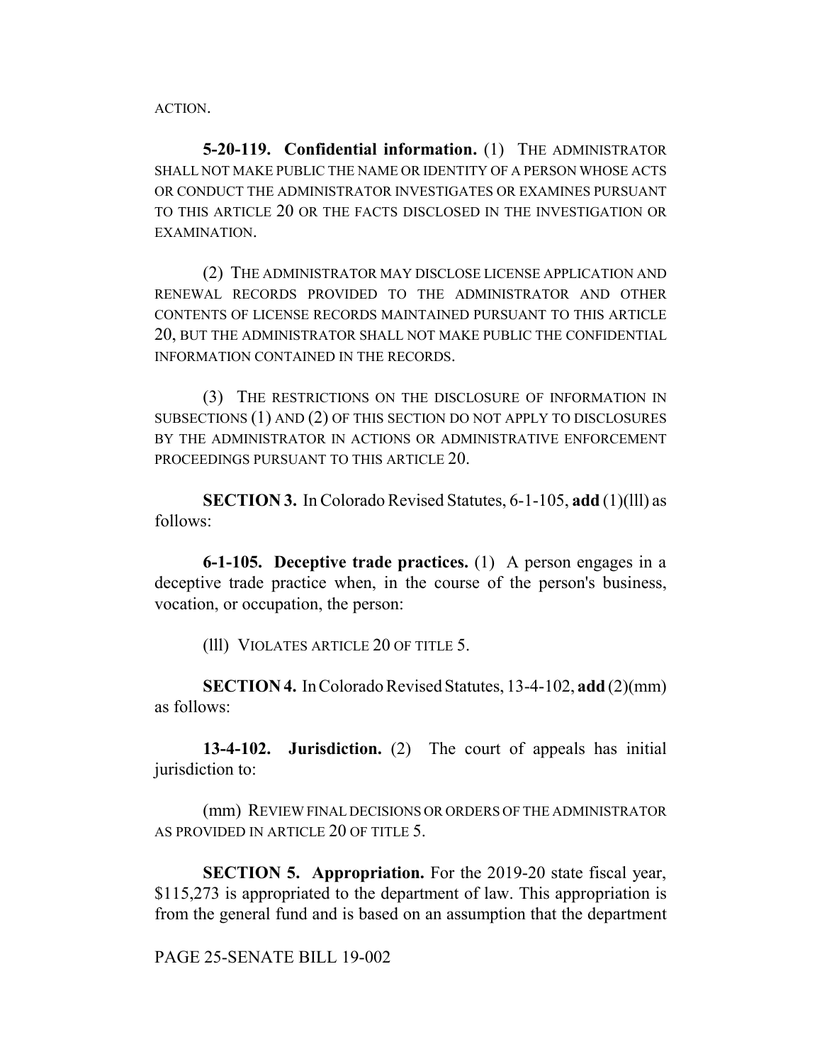ACTION.

**5-20-119. Confidential information.** (1) THE ADMINISTRATOR SHALL NOT MAKE PUBLIC THE NAME OR IDENTITY OF A PERSON WHOSE ACTS OR CONDUCT THE ADMINISTRATOR INVESTIGATES OR EXAMINES PURSUANT TO THIS ARTICLE 20 OR THE FACTS DISCLOSED IN THE INVESTIGATION OR EXAMINATION.

(2) THE ADMINISTRATOR MAY DISCLOSE LICENSE APPLICATION AND RENEWAL RECORDS PROVIDED TO THE ADMINISTRATOR AND OTHER CONTENTS OF LICENSE RECORDS MAINTAINED PURSUANT TO THIS ARTICLE 20, BUT THE ADMINISTRATOR SHALL NOT MAKE PUBLIC THE CONFIDENTIAL INFORMATION CONTAINED IN THE RECORDS.

(3) THE RESTRICTIONS ON THE DISCLOSURE OF INFORMATION IN SUBSECTIONS (1) AND (2) OF THIS SECTION DO NOT APPLY TO DISCLOSURES BY THE ADMINISTRATOR IN ACTIONS OR ADMINISTRATIVE ENFORCEMENT PROCEEDINGS PURSUANT TO THIS ARTICLE 20.

**SECTION 3.** In Colorado Revised Statutes, 6-1-105, **add** (1)(lll) as follows:

**6-1-105. Deceptive trade practices.** (1) A person engages in a deceptive trade practice when, in the course of the person's business, vocation, or occupation, the person:

(lll) VIOLATES ARTICLE 20 OF TITLE 5.

**SECTION 4.** In Colorado Revised Statutes, 13-4-102, **add** (2)(mm) as follows:

**13-4-102. Jurisdiction.** (2) The court of appeals has initial jurisdiction to:

(mm) REVIEW FINAL DECISIONS OR ORDERS OF THE ADMINISTRATOR AS PROVIDED IN ARTICLE 20 OF TITLE 5.

**SECTION 5. Appropriation.** For the 2019-20 state fiscal year, $115,273 is appropriated to the department of law. This appropriation is from the general fund and is based on an assumption that the department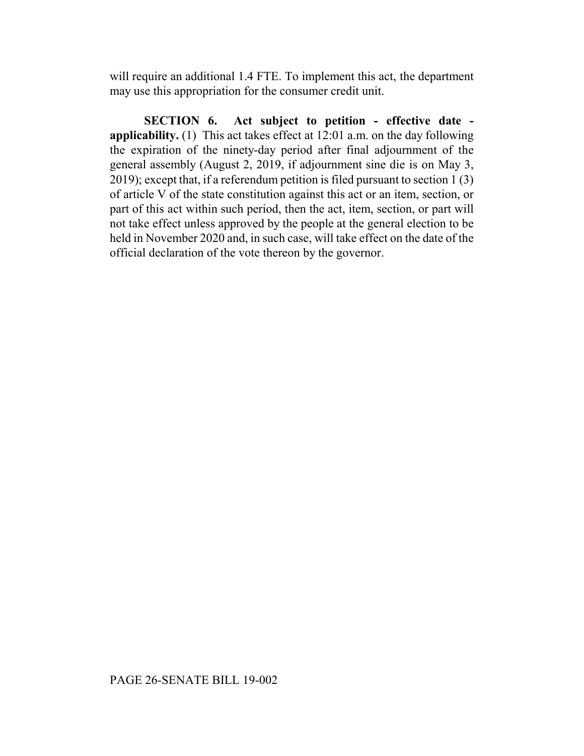will require an additional 1.4 FTE. To implement this act, the department may use this appropriation for the consumer credit unit.

**SECTION 6. Act subject to petition - effective date - applicability.** (1) This act takes effect at 12:01 a.m. on the day following the expiration of the ninety-day period after final adjournment of the general assembly (August 2, 2019, if adjournment sine die is on May 3, 2019); except that, if a referendum petition is filed pursuant to section 1 (3) of article V of the state constitution against this act or an item, section, or part of this act within such period, then the act, item, section, or part will not take effect unless approved by the people at the general election to be held in November 2020 and, in such case, will take effect on the date of the official declaration of the vote thereon by the governor.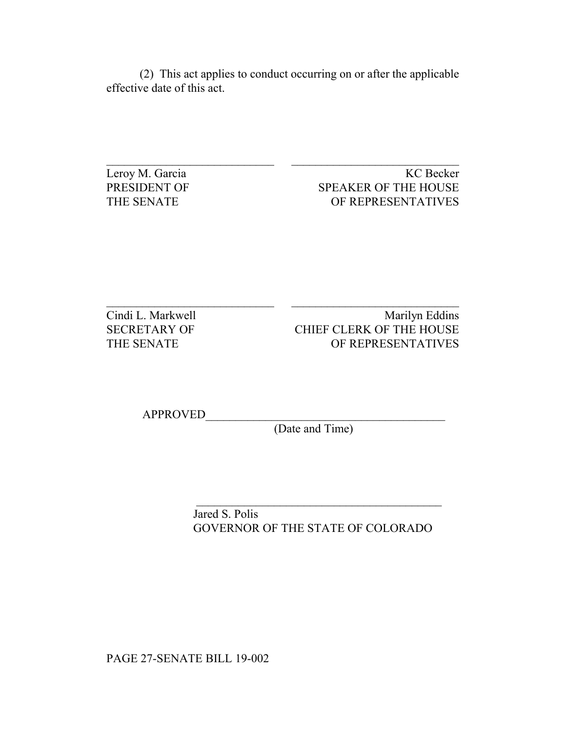(2) This act applies to conduct occurring on or after the applicable effective date of this act.

____________________________
Leroy M. Garcia
PRESIDENT OF
THE SENATE

____________________________
KC Becker
SPEAKER OF THE HOUSE
OF REPRESENTATIVES

____________________________
Cindi L. Markwell
SECRETARY OF
THE SENATE

____________________________
Marilyn Eddins
CHIEF CLERK OF THE HOUSE
OF REPRESENTATIVES

APPROVED________________________________________
(Date and Time)

_________________________________________
Jared S. Polis
GOVERNOR OF THE STATE OF COLORADO

PAGE 27-SENATE BILL 19-002